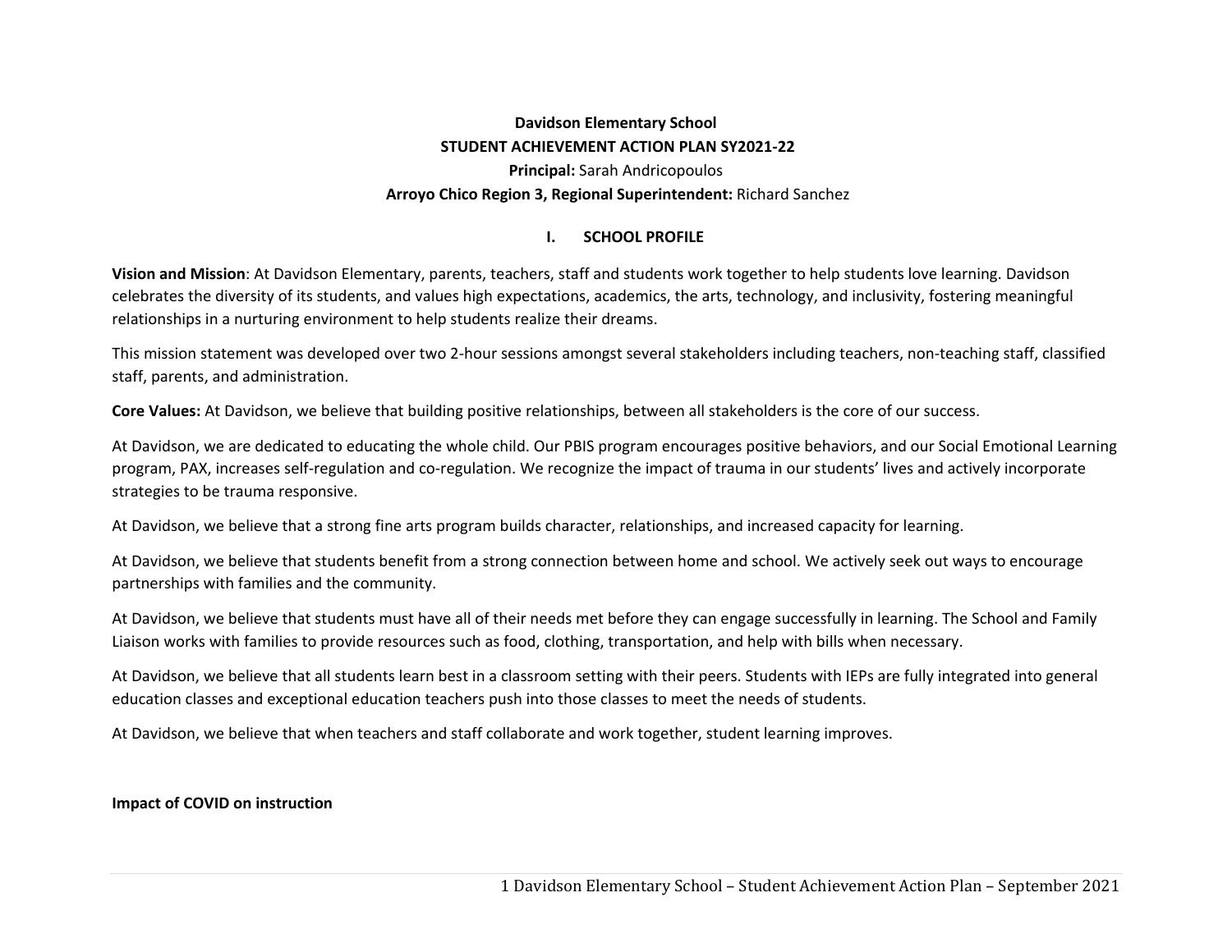# Davidson Elementary School

## STUDENT ACHIEVEMENT ACTION PLAN SY2021-22

**Principal:** Sarah Andricopoulos

**Arroyo Chico Region 3, Regional Superintendent:** Richard Sanchez

## I. SCHOOL PROFILE

**Vision and Mission**: At Davidson Elementary, parents, teachers, staff and students work together to help students love learning. Davidson celebrates the diversity of its students, and values high expectations, academics, the arts, technology, and inclusivity, fostering meaningful relationships in a nurturing environment to help students realize their dreams.

This mission statement was developed over two 2-hour sessions amongst several stakeholders including teachers, non-teaching staff, classified staff, parents, and administration.

**Core Values:** At Davidson, we believe that building positive relationships, between all stakeholders is the core of our success.

At Davidson, we are dedicated to educating the whole child. Our PBIS program encourages positive behaviors, and our Social Emotional Learning program, PAX, increases self-regulation and co-regulation. We recognize the impact of trauma in our students' lives and actively incorporate strategies to be trauma responsive.

At Davidson, we believe that a strong fine arts program builds character, relationships, and increased capacity for learning.

At Davidson, we believe that students benefit from a strong connection between home and school. We actively seek out ways to encourage partnerships with families and the community.

At Davidson, we believe that students must have all of their needs met before they can engage successfully in learning. The School and Family Liaison works with families to provide resources such as food, clothing, transportation, and help with bills when necessary.

At Davidson, we believe that all students learn best in a classroom setting with their peers. Students with IEPs are fully integrated into general education classes and exceptional education teachers push into those classes to meet the needs of students.

At Davidson, we believe that when teachers and staff collaborate and work together, student learning improves.

**Impact of COVID on instruction**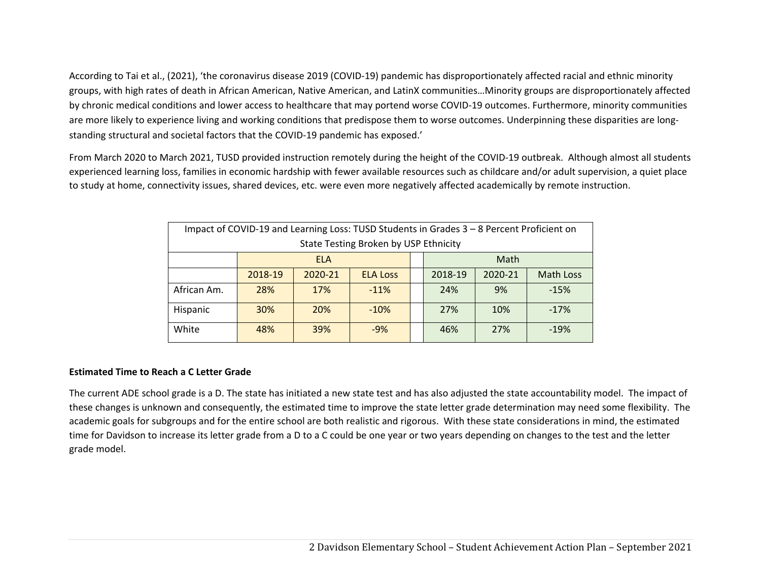According to Tai et al., (2021), 'the coronavirus disease 2019 (COVID-19) pandemic has disproportionately affected racial and ethnic minority groups, with high rates of death in African American, Native American, and LatinX communities…Minority groups are disproportionately affected by chronic medical conditions and lower access to healthcare that may portend worse COVID-19 outcomes. Furthermore, minority communities are more likely to experience living and working conditions that predispose them to worse outcomes. Underpinning these disparities are long-standing structural and societal factors that the COVID-19 pandemic has exposed.'

From March 2020 to March 2021, TUSD provided instruction remotely during the height of the COVID-19 outbreak. Although almost all students experienced learning loss, families in economic hardship with fewer available resources such as childcare and/or adult supervision, a quiet place to study at home, connectivity issues, shared devices, etc. were even more negatively affected academically by remote instruction.

| Impact of COVID-19 and Learning Loss: TUSD Students in Grades 3 – 8 Percent Proficient on State Testing Broken by USP Ethnicity | | | | | | | |
|---|---|---|---|---|---|---|---|
| | ELA | | | | Math | | |
| | 2018-19 | 2020-21 | ELA Loss | | 2018-19 | 2020-21 | Math Loss |
| African Am. | 28% | 17% | -11% | | 24% | 9% | -15% |
| Hispanic | 30% | 20% | -10% | | 27% | 10% | -17% |
| White | 48% | 39% | -9% | | 46% | 27% | -19% |

**Estimated Time to Reach a C Letter Grade**

The current ADE school grade is a D. The state has initiated a new state test and has also adjusted the state accountability model. The impact of these changes is unknown and consequently, the estimated time to improve the state letter grade determination may need some flexibility. The academic goals for subgroups and for the entire school are both realistic and rigorous. With these state considerations in mind, the estimated time for Davidson to increase its letter grade from a D to a C could be one year or two years depending on changes to the test and the letter grade model.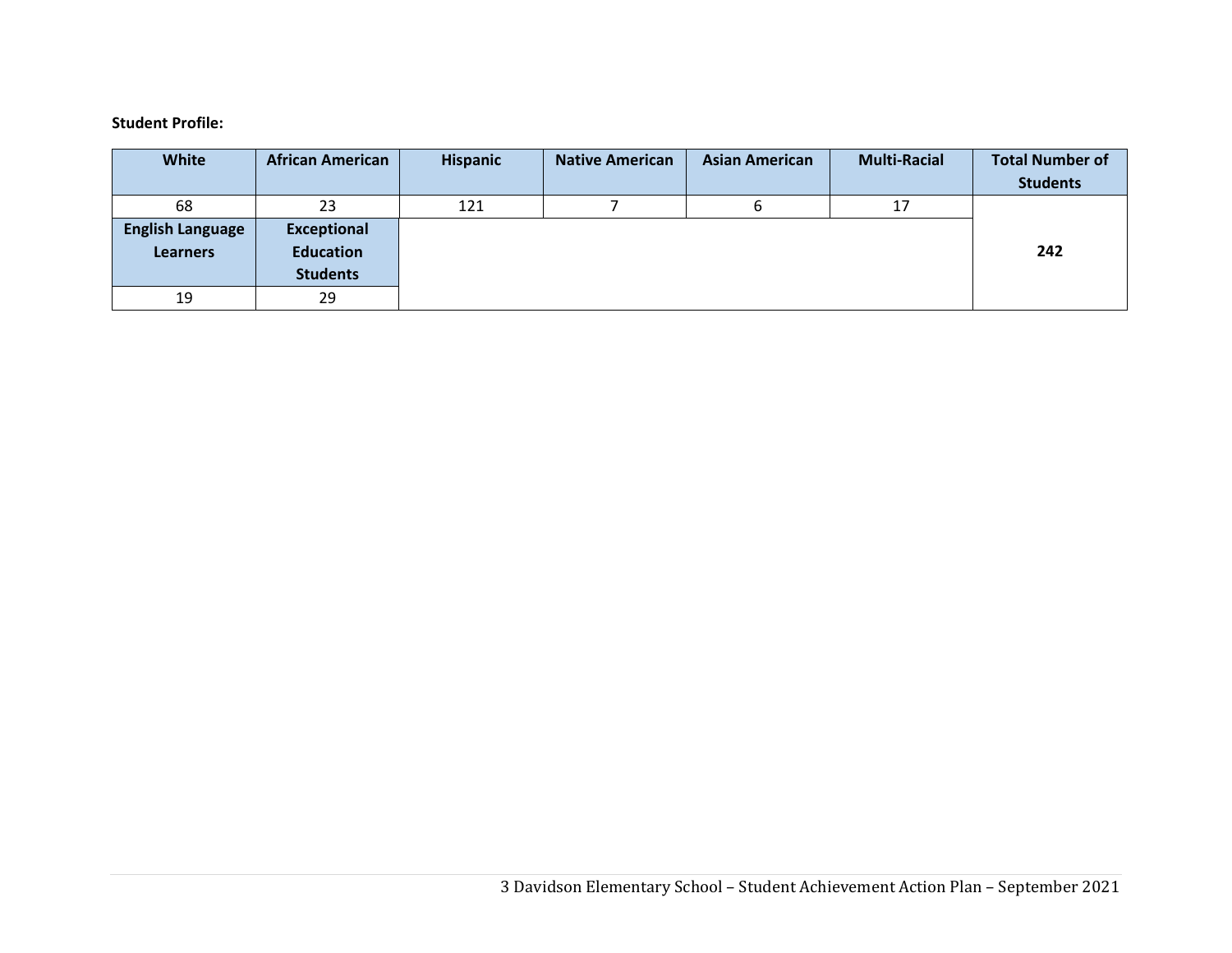**Student Profile:**

| White | African American | Hispanic | Native American | Asian American | Multi-Racial | Total Number of Students |
|---|---|---|---|---|---|---|
| 68 | 23 | 121 | 7 | 6 | 17 | 242 |
| **English Language Learners** | **Exceptional Education Students** | | | | | |
| 19 | 29 | | | | | |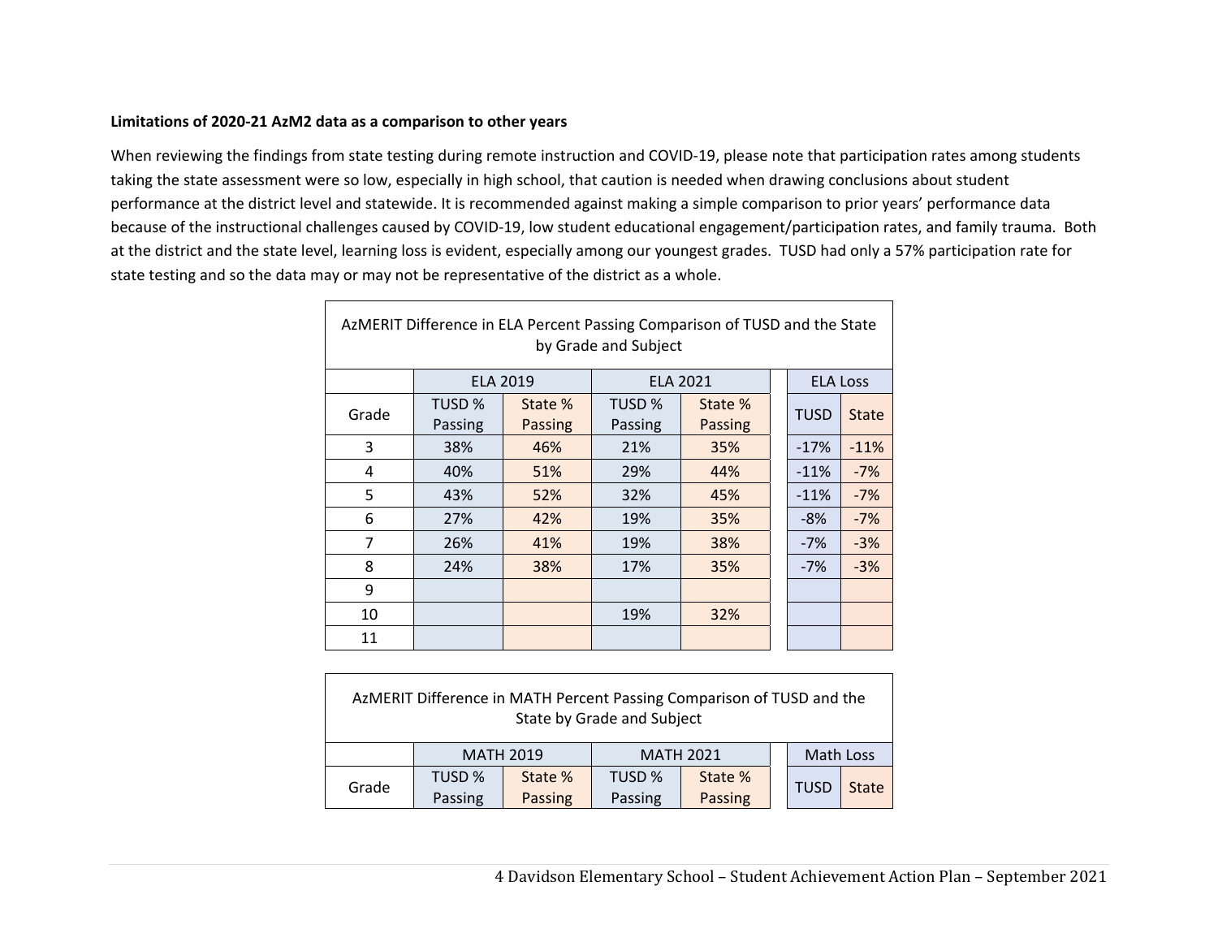**Limitations of 2020-21 AzM2 data as a comparison to other years**

When reviewing the findings from state testing during remote instruction and COVID-19, please note that participation rates among students taking the state assessment were so low, especially in high school, that caution is needed when drawing conclusions about student performance at the district level and statewide. It is recommended against making a simple comparison to prior years' performance data because of the instructional challenges caused by COVID-19, low student educational engagement/participation rates, and family trauma. Both at the district and the state level, learning loss is evident, especially among our youngest grades. TUSD had only a 57% participation rate for state testing and so the data may or may not be representative of the district as a whole.

AzMERIT Difference in ELA Percent Passing Comparison of TUSD and the State by Grade and Subject

| | ELA 2019 | | ELA 2021 | | ELA Loss | |
|---|---|---|---|---|---|---|
| Grade | TUSD % Passing | State % Passing | TUSD % Passing | State % Passing | TUSD | State |
| 3 | 38% | 46% | 21% | 35% | -17% | -11% |
| 4 | 40% | 51% | 29% | 44% | -11% | -7% |
| 5 | 43% | 52% | 32% | 45% | -11% | -7% |
| 6 | 27% | 42% | 19% | 35% | -8% | -7% |
| 7 | 26% | 41% | 19% | 38% | -7% | -3% |
| 8 | 24% | 38% | 17% | 35% | -7% | -3% |
| 9 | | | | | | |
| 10 | | | 19% | 32% | | |
| 11 | | | | | | |

AzMERIT Difference in MATH Percent Passing Comparison of TUSD and the State by Grade and Subject

| | MATH 2019 | | MATH 2021 | | Math Loss | |
|---|---|---|---|---|---|---|
| Grade | TUSD % Passing | State % Passing | TUSD % Passing | State % Passing | TUSD | State |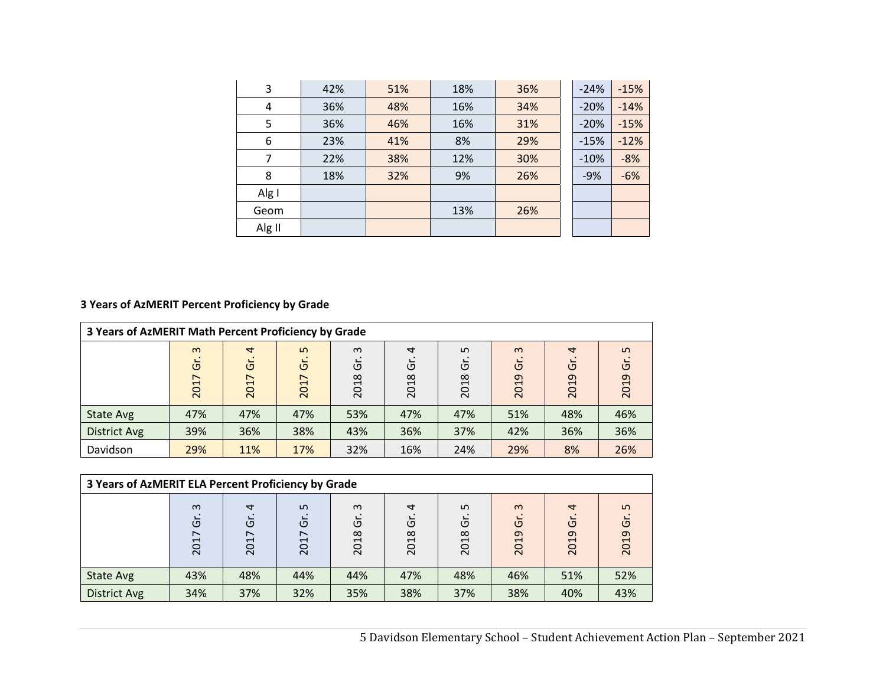| | | | | | | |
|---|---|---|---|---|---|---|
| 3 | 42% | 51% | 18% | 36% | -24% | -15% |
| 4 | 36% | 48% | 16% | 34% | -20% | -14% |
| 5 | 36% | 46% | 16% | 31% | -20% | -15% |
| 6 | 23% | 41% | 8% | 29% | -15% | -12% |
| 7 | 22% | 38% | 12% | 30% | -10% | -8% |
| 8 | 18% | 32% | 9% | 26% | -9% | -6% |
| Alg I | | | | | | |
| Geom | | | 13% | 26% | | |
| Alg II | | | | | | |

**3 Years of AzMERIT Percent Proficiency by Grade**

**3 Years of AzMERIT Math Percent Proficiency by Grade**

| | 2017 Gr. 3 | 2017 Gr. 4 | 2017 Gr. 5 | 2018 Gr. 3 | 2018 Gr. 4 | 2018 Gr. 5 | 2019 Gr. 3 | 2019 Gr. 4 | 2019 Gr. 5 |
|---|---|---|---|---|---|---|---|---|---|
| State Avg | 47% | 47% | 47% | 53% | 47% | 47% | 51% | 48% | 46% |
| District Avg | 39% | 36% | 38% | 43% | 36% | 37% | 42% | 36% | 36% |
| Davidson | 29% | 11% | 17% | 32% | 16% | 24% | 29% | 8% | 26% |

**3 Years of AzMERIT ELA Percent Proficiency by Grade**

| | 2017 Gr. 3 | 2017 Gr. 4 | 2017 Gr. 5 | 2018 Gr. 3 | 2018 Gr. 4 | 2018 Gr. 5 | 2019 Gr. 3 | 2019 Gr. 4 | 2019 Gr. 5 |
|---|---|---|---|---|---|---|---|---|---|
| State Avg | 43% | 48% | 44% | 44% | 47% | 48% | 46% | 51% | 52% |
| District Avg | 34% | 37% | 32% | 35% | 38% | 37% | 38% | 40% | 43% |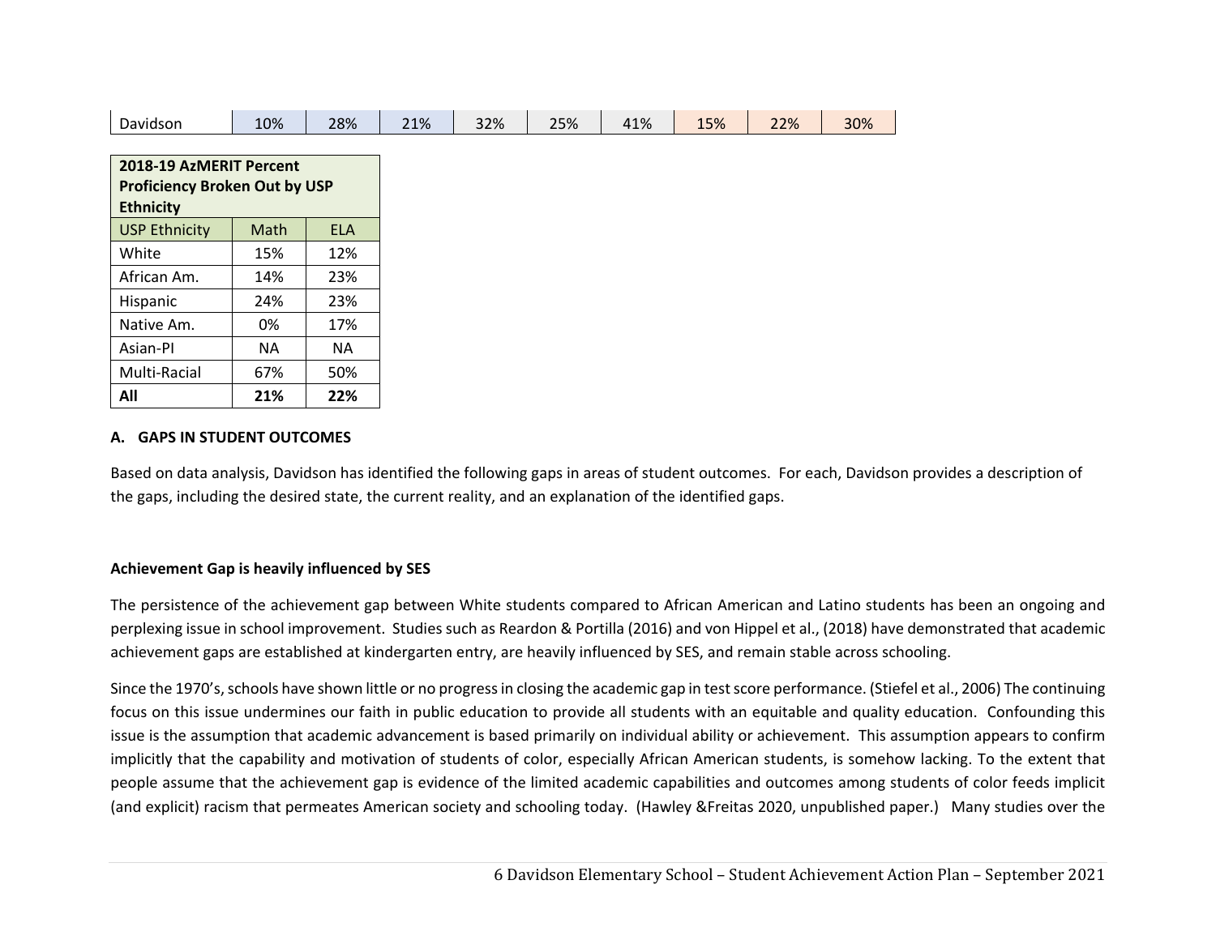| Davidson | 10% | 28% | 21% | 32% | 25% | 41% | 15% | 22% | 30% |
|---|---|---|---|---|---|---|---|---|---|

| **2018-19 AzMERIT Percent Proficiency Broken Out by USP Ethnicity** | | |
|---|---|---|
| USP Ethnicity | Math | ELA |
| White | 15% | 12% |
| African Am. | 14% | 23% |
| Hispanic | 24% | 23% |
| Native Am. | 0% | 17% |
| Asian-PI | NA | NA |
| Multi-Racial | 67% | 50% |
| **All** | **21%** | **22%** |

## A. GAPS IN STUDENT OUTCOMES

Based on data analysis, Davidson has identified the following gaps in areas of student outcomes. For each, Davidson provides a description of the gaps, including the desired state, the current reality, and an explanation of the identified gaps.

### Achievement Gap is heavily influenced by SES

The persistence of the achievement gap between White students compared to African American and Latino students has been an ongoing and perplexing issue in school improvement. Studies such as Reardon & Portilla (2016) and von Hippel et al., (2018) have demonstrated that academic achievement gaps are established at kindergarten entry, are heavily influenced by SES, and remain stable across schooling.

Since the 1970's, schools have shown little or no progress in closing the academic gap in test score performance. (Stiefel et al., 2006) The continuing focus on this issue undermines our faith in public education to provide all students with an equitable and quality education. Confounding this issue is the assumption that academic advancement is based primarily on individual ability or achievement. This assumption appears to confirm implicitly that the capability and motivation of students of color, especially African American students, is somehow lacking. To the extent that people assume that the achievement gap is evidence of the limited academic capabilities and outcomes among students of color feeds implicit (and explicit) racism that permeates American society and schooling today. (Hawley &Freitas 2020, unpublished paper.) Many studies over the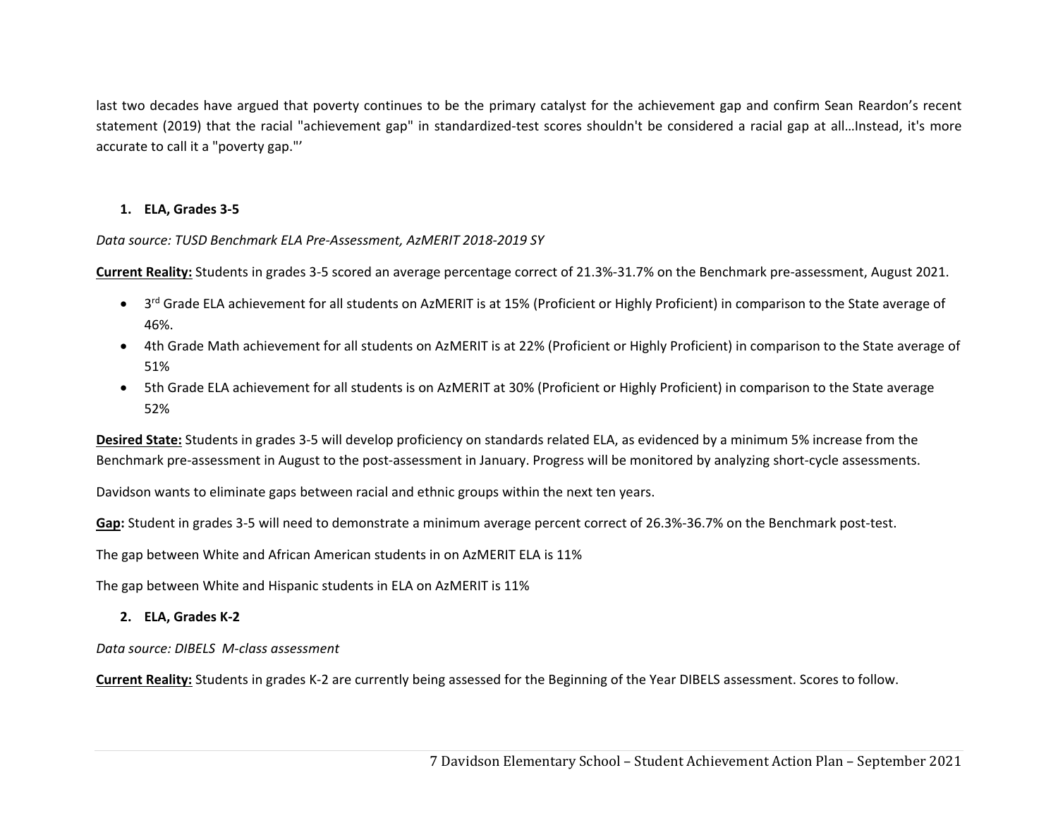last two decades have argued that poverty continues to be the primary catalyst for the achievement gap and confirm Sean Reardon's recent statement (2019) that the racial "achievement gap" in standardized-test scores shouldn't be considered a racial gap at all…Instead, it's more accurate to call it a "poverty gap."'

1. **ELA, Grades 3-5**

*Data source: TUSD Benchmark ELA Pre-Assessment, AzMERIT 2018-2019 SY*

**Current Reality:** Students in grades 3-5 scored an average percentage correct of 21.3%-31.7% on the Benchmark pre-assessment, August 2021.

- 3rd Grade ELA achievement for all students on AzMERIT is at 15% (Proficient or Highly Proficient) in comparison to the State average of 46%.
- 4th Grade Math achievement for all students on AzMERIT is at 22% (Proficient or Highly Proficient) in comparison to the State average of 51%
- 5th Grade ELA achievement for all students is on AzMERIT at 30% (Proficient or Highly Proficient) in comparison to the State average 52%

**Desired State:** Students in grades 3-5 will develop proficiency on standards related ELA, as evidenced by a minimum 5% increase from the Benchmark pre-assessment in August to the post-assessment in January. Progress will be monitored by analyzing short-cycle assessments.

Davidson wants to eliminate gaps between racial and ethnic groups within the next ten years.

**Gap:** Student in grades 3-5 will need to demonstrate a minimum average percent correct of 26.3%-36.7% on the Benchmark post-test.

The gap between White and African American students in on AzMERIT ELA is 11%

The gap between White and Hispanic students in ELA on AzMERIT is 11%

2. **ELA, Grades K-2**

*Data source: DIBELS M-class assessment*

**Current Reality:** Students in grades K-2 are currently being assessed for the Beginning of the Year DIBELS assessment. Scores to follow.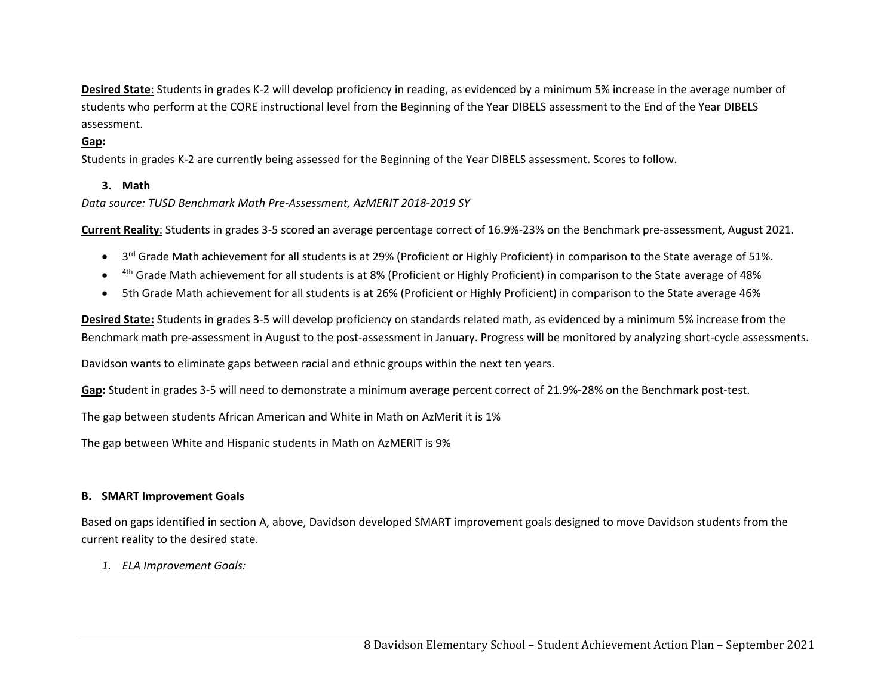**Desired State**: Students in grades K-2 will develop proficiency in reading, as evidenced by a minimum 5% increase in the average number of students who perform at the CORE instructional level from the Beginning of the Year DIBELS assessment to the End of the Year DIBELS assessment.

**Gap:**

Students in grades K-2 are currently being assessed for the Beginning of the Year DIBELS assessment. Scores to follow.

### 3. Math

*Data source: TUSD Benchmark Math Pre-Assessment, AzMERIT 2018-2019 SY*

**Current Reality**: Students in grades 3-5 scored an average percentage correct of 16.9%-23% on the Benchmark pre-assessment, August 2021.

- 3rd Grade Math achievement for all students is at 29% (Proficient or Highly Proficient) in comparison to the State average of 51%.
- 4th Grade Math achievement for all students is at 8% (Proficient or Highly Proficient) in comparison to the State average of 48%
- 5th Grade Math achievement for all students is at 26% (Proficient or Highly Proficient) in comparison to the State average 46%

**Desired State:** Students in grades 3-5 will develop proficiency on standards related math, as evidenced by a minimum 5% increase from the Benchmark math pre-assessment in August to the post-assessment in January. Progress will be monitored by analyzing short-cycle assessments.

Davidson wants to eliminate gaps between racial and ethnic groups within the next ten years.

**Gap:** Student in grades 3-5 will need to demonstrate a minimum average percent correct of 21.9%-28% on the Benchmark post-test.

The gap between students African American and White in Math on AzMerit it is 1%

The gap between White and Hispanic students in Math on AzMERIT is 9%

## B. SMART Improvement Goals

Based on gaps identified in section A, above, Davidson developed SMART improvement goals designed to move Davidson students from the current reality to the desired state.

*1. ELA Improvement Goals:*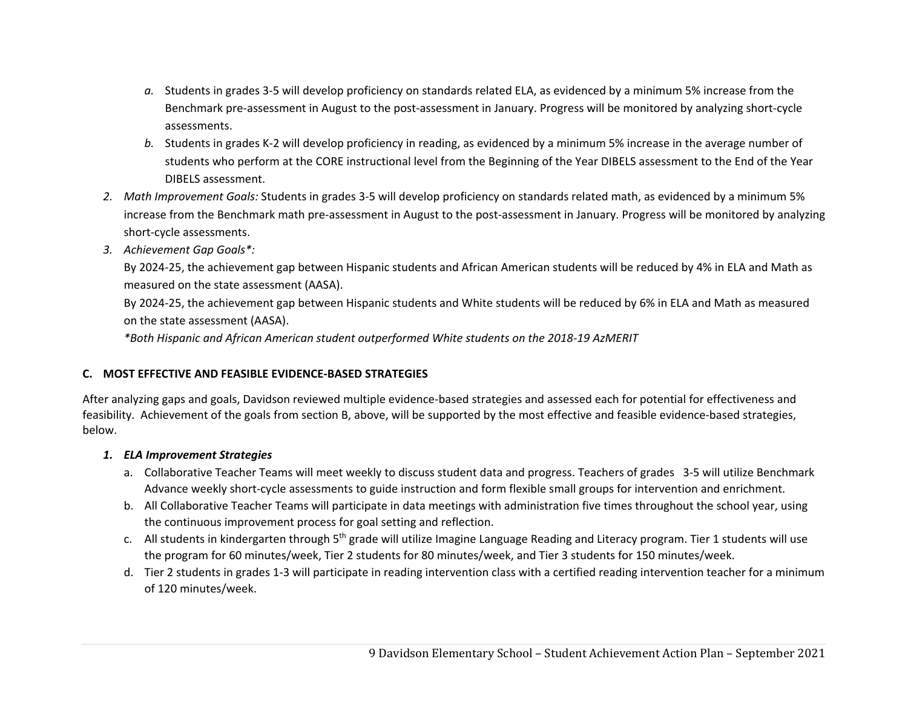a. Students in grades 3-5 will develop proficiency on standards related ELA, as evidenced by a minimum 5% increase from the Benchmark pre-assessment in August to the post-assessment in January. Progress will be monitored by analyzing short-cycle assessments.

b. Students in grades K-2 will develop proficiency in reading, as evidenced by a minimum 5% increase in the average number of students who perform at the CORE instructional level from the Beginning of the Year DIBELS assessment to the End of the Year DIBELS assessment.

2. *Math Improvement Goals:* Students in grades 3-5 will develop proficiency on standards related math, as evidenced by a minimum 5% increase from the Benchmark math pre-assessment in August to the post-assessment in January. Progress will be monitored by analyzing short-cycle assessments.

3. *Achievement Gap Goals*:*

   By 2024-25, the achievement gap between Hispanic students and African American students will be reduced by 4% in ELA and Math as measured on the state assessment (AASA).

   By 2024-25, the achievement gap between Hispanic students and White students will be reduced by 6% in ELA and Math as measured on the state assessment (AASA).

   **Both Hispanic and African American student outperformed White students on the 2018-19 AzMERIT*

### C. MOST EFFECTIVE AND FEASIBLE EVIDENCE-BASED STRATEGIES

After analyzing gaps and goals, Davidson reviewed multiple evidence-based strategies and assessed each for potential for effectiveness and feasibility. Achievement of the goals from section B, above, will be supported by the most effective and feasible evidence-based strategies, below.

1. ***ELA Improvement Strategies***

   a. Collaborative Teacher Teams will meet weekly to discuss student data and progress. Teachers of grades 3-5 will utilize Benchmark Advance weekly short-cycle assessments to guide instruction and form flexible small groups for intervention and enrichment.

   b. All Collaborative Teacher Teams will participate in data meetings with administration five times throughout the school year, using the continuous improvement process for goal setting and reflection.

   c. All students in kindergarten through 5th grade will utilize Imagine Language Reading and Literacy program. Tier 1 students will use the program for 60 minutes/week, Tier 2 students for 80 minutes/week, and Tier 3 students for 150 minutes/week.

   d. Tier 2 students in grades 1-3 will participate in reading intervention class with a certified reading intervention teacher for a minimum of 120 minutes/week.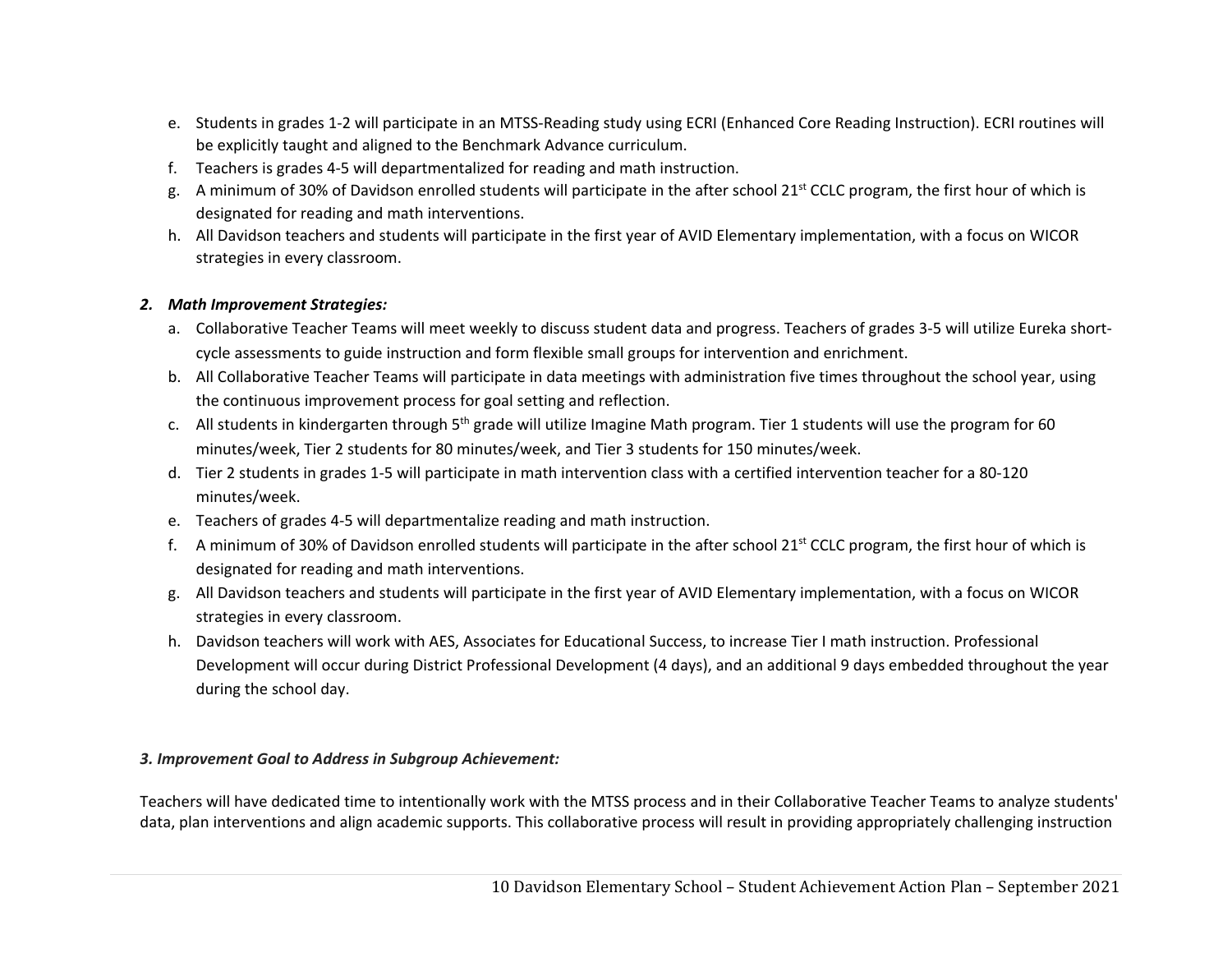e. Students in grades 1-2 will participate in an MTSS-Reading study using ECRI (Enhanced Core Reading Instruction). ECRI routines will be explicitly taught and aligned to the Benchmark Advance curriculum.
f. Teachers is grades 4-5 will departmentalized for reading and math instruction.
g. A minimum of 30% of Davidson enrolled students will participate in the after school 21st CCLC program, the first hour of which is designated for reading and math interventions.
h. All Davidson teachers and students will participate in the first year of AVID Elementary implementation, with a focus on WICOR strategies in every classroom.

### *2. Math Improvement Strategies:*

a. Collaborative Teacher Teams will meet weekly to discuss student data and progress. Teachers of grades 3-5 will utilize Eureka short-cycle assessments to guide instruction and form flexible small groups for intervention and enrichment.
b. All Collaborative Teacher Teams will participate in data meetings with administration five times throughout the school year, using the continuous improvement process for goal setting and reflection.
c. All students in kindergarten through 5th grade will utilize Imagine Math program. Tier 1 students will use the program for 60 minutes/week, Tier 2 students for 80 minutes/week, and Tier 3 students for 150 minutes/week.
d. Tier 2 students in grades 1-5 will participate in math intervention class with a certified intervention teacher for a 80-120 minutes/week.
e. Teachers of grades 4-5 will departmentalize reading and math instruction.
f. A minimum of 30% of Davidson enrolled students will participate in the after school 21st CCLC program, the first hour of which is designated for reading and math interventions.
g. All Davidson teachers and students will participate in the first year of AVID Elementary implementation, with a focus on WICOR strategies in every classroom.
h. Davidson teachers will work with AES, Associates for Educational Success, to increase Tier I math instruction. Professional Development will occur during District Professional Development (4 days), and an additional 9 days embedded throughout the year during the school day.

### *3. Improvement Goal to Address in Subgroup Achievement:*

Teachers will have dedicated time to intentionally work with the MTSS process and in their Collaborative Teacher Teams to analyze students' data, plan interventions and align academic supports. This collaborative process will result in providing appropriately challenging instruction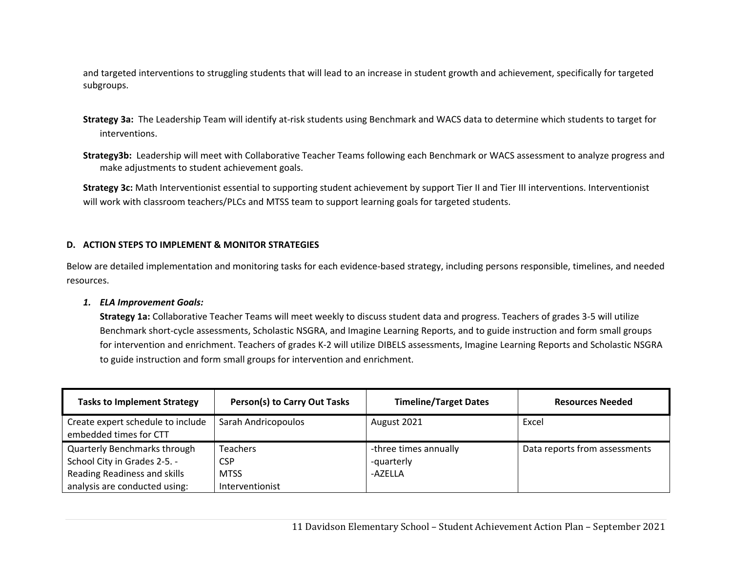and targeted interventions to struggling students that will lead to an increase in student growth and achievement, specifically for targeted subgroups.

**Strategy 3a:** The Leadership Team will identify at-risk students using Benchmark and WACS data to determine which students to target for interventions.

**Strategy3b:** Leadership will meet with Collaborative Teacher Teams following each Benchmark or WACS assessment to analyze progress and make adjustments to student achievement goals.

**Strategy 3c:** Math Interventionist essential to supporting student achievement by support Tier II and Tier III interventions. Interventionist will work with classroom teachers/PLCs and MTSS team to support learning goals for targeted students.

### D. ACTION STEPS TO IMPLEMENT & MONITOR STRATEGIES

Below are detailed implementation and monitoring tasks for each evidence-based strategy, including persons responsible, timelines, and needed resources.

1. ***ELA Improvement Goals:***

   **Strategy 1a:** Collaborative Teacher Teams will meet weekly to discuss student data and progress. Teachers of grades 3-5 will utilize Benchmark short-cycle assessments, Scholastic NSGRA, and Imagine Learning Reports, and to guide instruction and form small groups for intervention and enrichment. Teachers of grades K-2 will utilize DIBELS assessments, Imagine Learning Reports and Scholastic NSGRA to guide instruction and form small groups for intervention and enrichment.

| Tasks to Implement Strategy | Person(s) to Carry Out Tasks | Timeline/Target Dates | Resources Needed |
|---|---|---|---|
| Create expert schedule to include embedded times for CTT | Sarah Andricopoulos | August 2021 | Excel |
| Quarterly Benchmarks through School City in Grades 2-5. -Reading Readiness and skills analysis are conducted using: | Teachers<br>CSP<br>MTSS<br>Interventionist | -three times annually<br>-quarterly<br>-AZELLA | Data reports from assessments |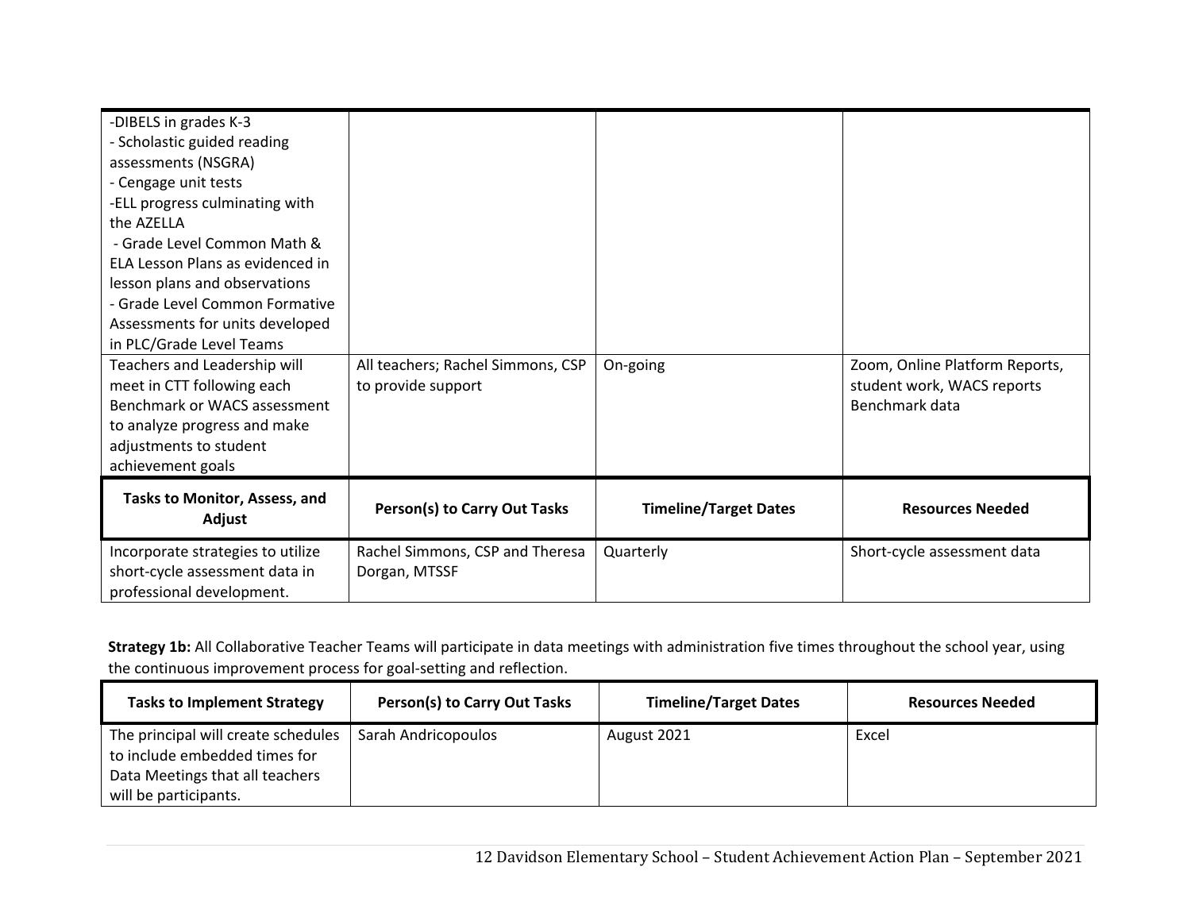| | | | |
|---|---|---|---|
| -DIBELS in grades K-3<br>- Scholastic guided reading assessments (NSGRA)<br>- Cengage unit tests<br>-ELL progress culminating with the AZELLA<br>- Grade Level Common Math & ELA Lesson Plans as evidenced in lesson plans and observations<br>- Grade Level Common Formative Assessments for units developed in PLC/Grade Level Teams | | | |
| Teachers and Leadership will meet in CTT following each Benchmark or WACS assessment to analyze progress and make adjustments to student achievement goals | All teachers; Rachel Simmons, CSP to provide support | On-going | Zoom, Online Platform Reports, student work, WACS reports Benchmark data |

| Tasks to Monitor, Assess, and Adjust | Person(s) to Carry Out Tasks | Timeline/Target Dates | Resources Needed |
|---|---|---|---|
| Incorporate strategies to utilize short-cycle assessment data in professional development. | Rachel Simmons, CSP and Theresa Dorgan, MTSSF | Quarterly | Short-cycle assessment data |

**Strategy 1b:** All Collaborative Teacher Teams will participate in data meetings with administration five times throughout the school year, using the continuous improvement process for goal-setting and reflection.

| Tasks to Implement Strategy | Person(s) to Carry Out Tasks | Timeline/Target Dates | Resources Needed |
|---|---|---|---|
| The principal will create schedules to include embedded times for Data Meetings that all teachers will be participants. | Sarah Andricopoulos | August 2021 | Excel |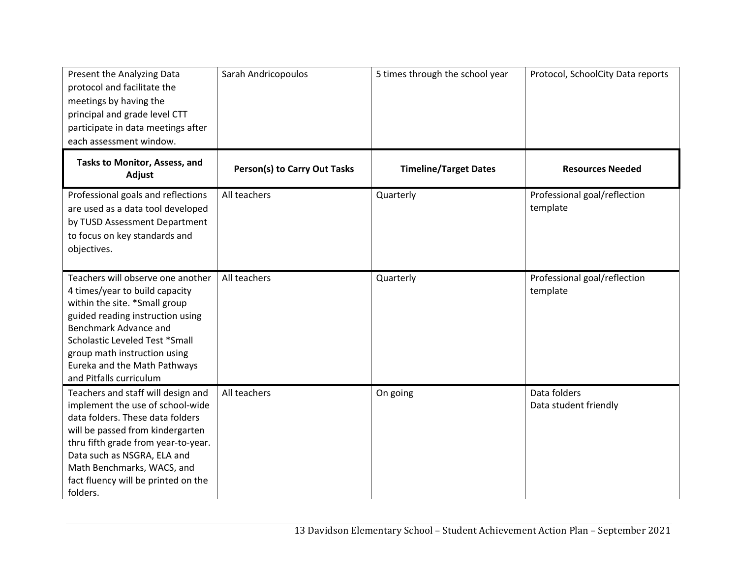| | | | |
|---|---|---|---|
| Present the Analyzing Data protocol and facilitate the meetings by having the principal and grade level CTT participate in data meetings after each assessment window. | Sarah Andricopoulos | 5 times through the school year | Protocol, SchoolCity Data reports |
| **Tasks to Monitor, Assess, and Adjust** | **Person(s) to Carry Out Tasks** | **Timeline/Target Dates** | **Resources Needed** |
| Professional goals and reflections are used as a data tool developed by TUSD Assessment Department to focus on key standards and objectives. | All teachers | Quarterly | Professional goal/reflection template |
| Teachers will observe one another 4 times/year to build capacity within the site. *Small group guided reading instruction using Benchmark Advance and Scholastic Leveled Test *Small group math instruction using Eureka and the Math Pathways and Pitfalls curriculum | All teachers | Quarterly | Professional goal/reflection template |
| Teachers and staff will design and implement the use of school-wide data folders. These data folders will be passed from kindergarten thru fifth grade from year-to-year. Data such as NSGRA, ELA and Math Benchmarks, WACS, and fact fluency will be printed on the folders. | All teachers | On going | Data folders<br>Data student friendly |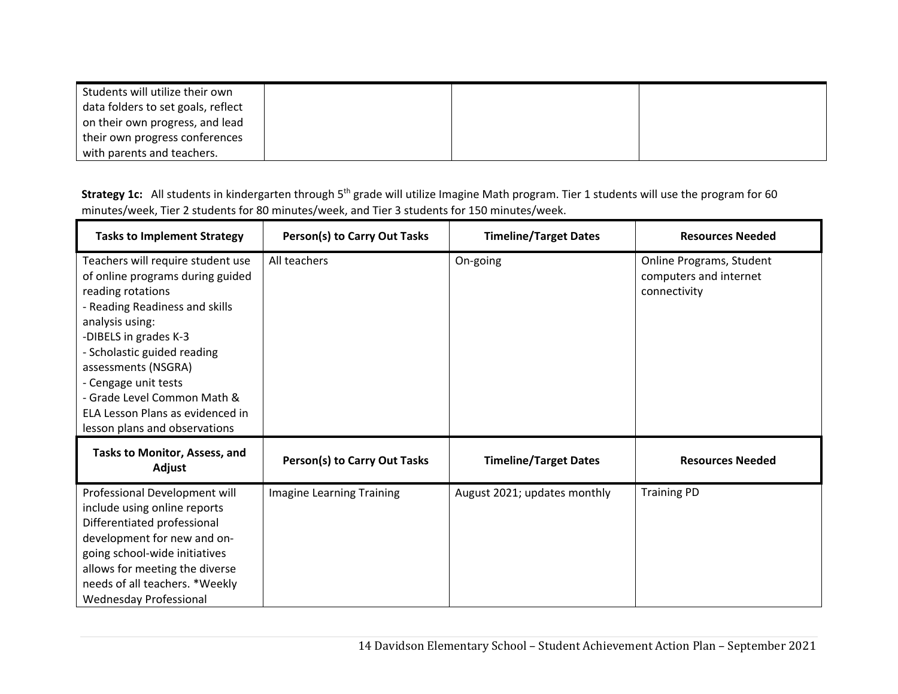| Students will utilize their own data folders to set goals, reflect on their own progress, and lead their own progress conferences with parents and teachers. | | | |
|---|---|---|---|

**Strategy 1c:** All students in kindergarten through 5th grade will utilize Imagine Math program. Tier 1 students will use the program for 60 minutes/week, Tier 2 students for 80 minutes/week, and Tier 3 students for 150 minutes/week.

| Tasks to Implement Strategy | Person(s) to Carry Out Tasks | Timeline/Target Dates | Resources Needed |
|---|---|---|---|
| Teachers will require student use of online programs during guided reading rotations<br>- Reading Readiness and skills analysis using:<br>-DIBELS in grades K-3<br>- Scholastic guided reading assessments (NSGRA)<br>- Cengage unit tests<br>- Grade Level Common Math & ELA Lesson Plans as evidenced in lesson plans and observations | All teachers | On-going | Online Programs, Student computers and internet connectivity |
| **Tasks to Monitor, Assess, and Adjust** | **Person(s) to Carry Out Tasks** | **Timeline/Target Dates** | **Resources Needed** |
| Professional Development will include using online reports Differentiated professional development for new and on-going school-wide initiatives allows for meeting the diverse needs of all teachers. *Weekly Wednesday Professional | Imagine Learning Training | August 2021; updates monthly | Training PD |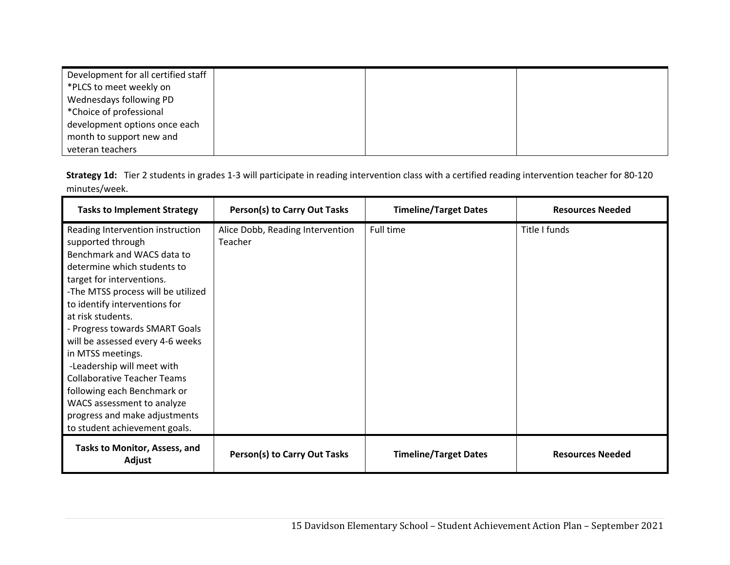| | | | |
|---|---|---|---|
| Development for all certified staff<br>*PLCS to meet weekly on Wednesdays following PD<br>*Choice of professional development options once each month to support new and veteran teachers | | | |

**Strategy 1d:** Tier 2 students in grades 1-3 will participate in reading intervention class with a certified reading intervention teacher for 80-120 minutes/week.

| Tasks to Implement Strategy | Person(s) to Carry Out Tasks | Timeline/Target Dates | Resources Needed |
|---|---|---|---|
| Reading Intervention instruction supported through Benchmark and WACS data to determine which students to target for interventions.<br>-The MTSS process will be utilized to identify interventions for at risk students.<br>- Progress towards SMART Goals will be assessed every 4-6 weeks in MTSS meetings.<br>-Leadership will meet with Collaborative Teacher Teams following each Benchmark or WACS assessment to analyze progress and make adjustments to student achievement goals. | Alice Dobb, Reading Intervention Teacher | Full time | Title I funds |
| **Tasks to Monitor, Assess, and Adjust** | **Person(s) to Carry Out Tasks** | **Timeline/Target Dates** | **Resources Needed** |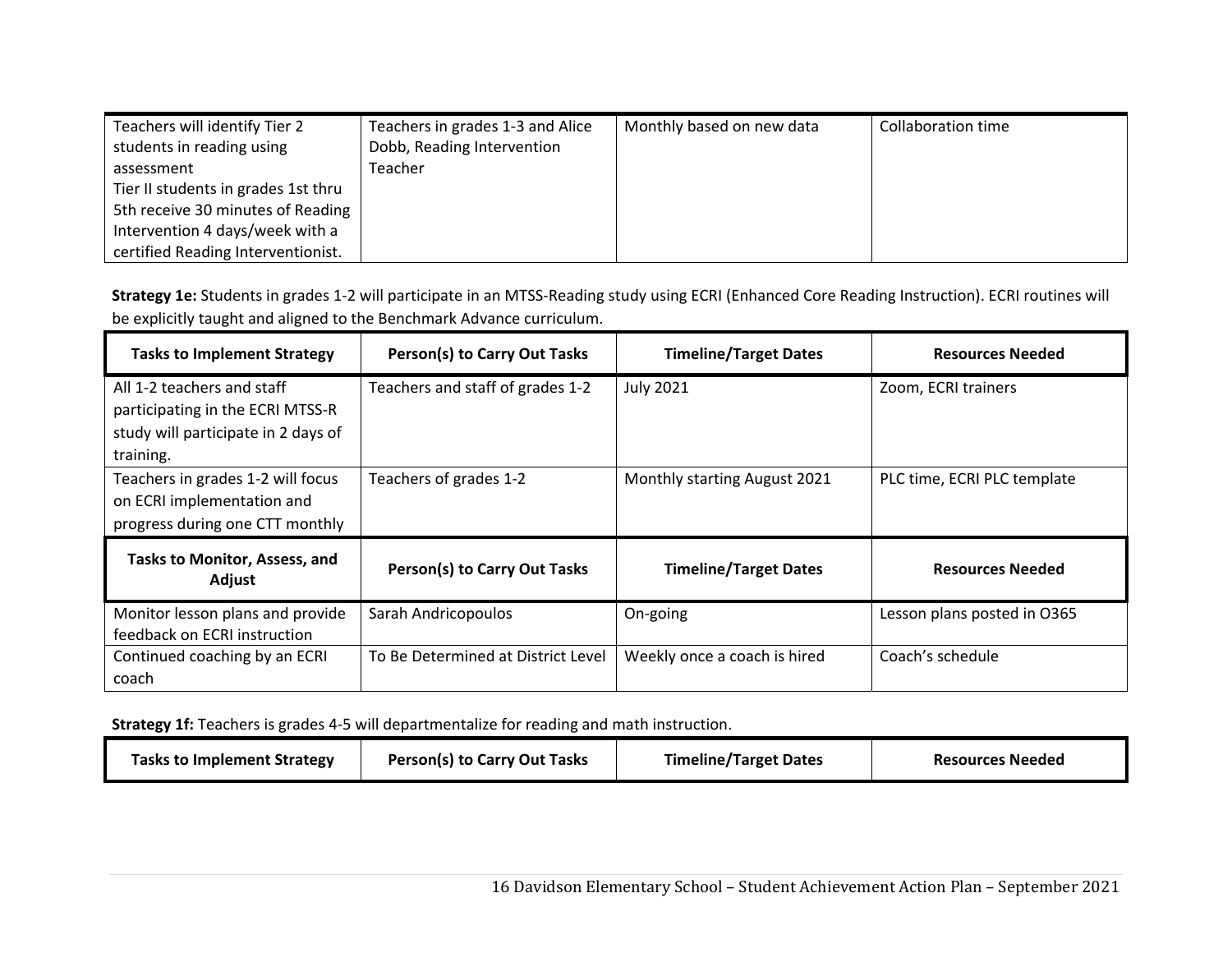| | | | |
|---|---|---|---|
| Teachers will identify Tier 2 students in reading using assessment<br>Tier II students in grades 1st thru 5th receive 30 minutes of Reading Intervention 4 days/week with a certified Reading Interventionist. | Teachers in grades 1-3 and Alice Dobb, Reading Intervention Teacher | Monthly based on new data | Collaboration time |

**Strategy 1e:** Students in grades 1-2 will participate in an MTSS-Reading study using ECRI (Enhanced Core Reading Instruction). ECRI routines will be explicitly taught and aligned to the Benchmark Advance curriculum.

| Tasks to Implement Strategy | Person(s) to Carry Out Tasks | Timeline/Target Dates | Resources Needed |
|---|---|---|---|
| All 1-2 teachers and staff participating in the ECRI MTSS-R study will participate in 2 days of training. | Teachers and staff of grades 1-2 | July 2021 | Zoom, ECRI trainers |
| Teachers in grades 1-2 will focus on ECRI implementation and progress during one CTT monthly | Teachers of grades 1-2 | Monthly starting August 2021 | PLC time, ECRI PLC template |
| **Tasks to Monitor, Assess, and Adjust** | **Person(s) to Carry Out Tasks** | **Timeline/Target Dates** | **Resources Needed** |
| Monitor lesson plans and provide feedback on ECRI instruction | Sarah Andricopoulos | On-going | Lesson plans posted in O365 |
| Continued coaching by an ECRI coach | To Be Determined at District Level | Weekly once a coach is hired | Coach's schedule |

**Strategy 1f:** Teachers is grades 4-5 will departmentalize for reading and math instruction.

| Tasks to Implement Strategy | Person(s) to Carry Out Tasks | Timeline/Target Dates | Resources Needed |
|---|---|---|---|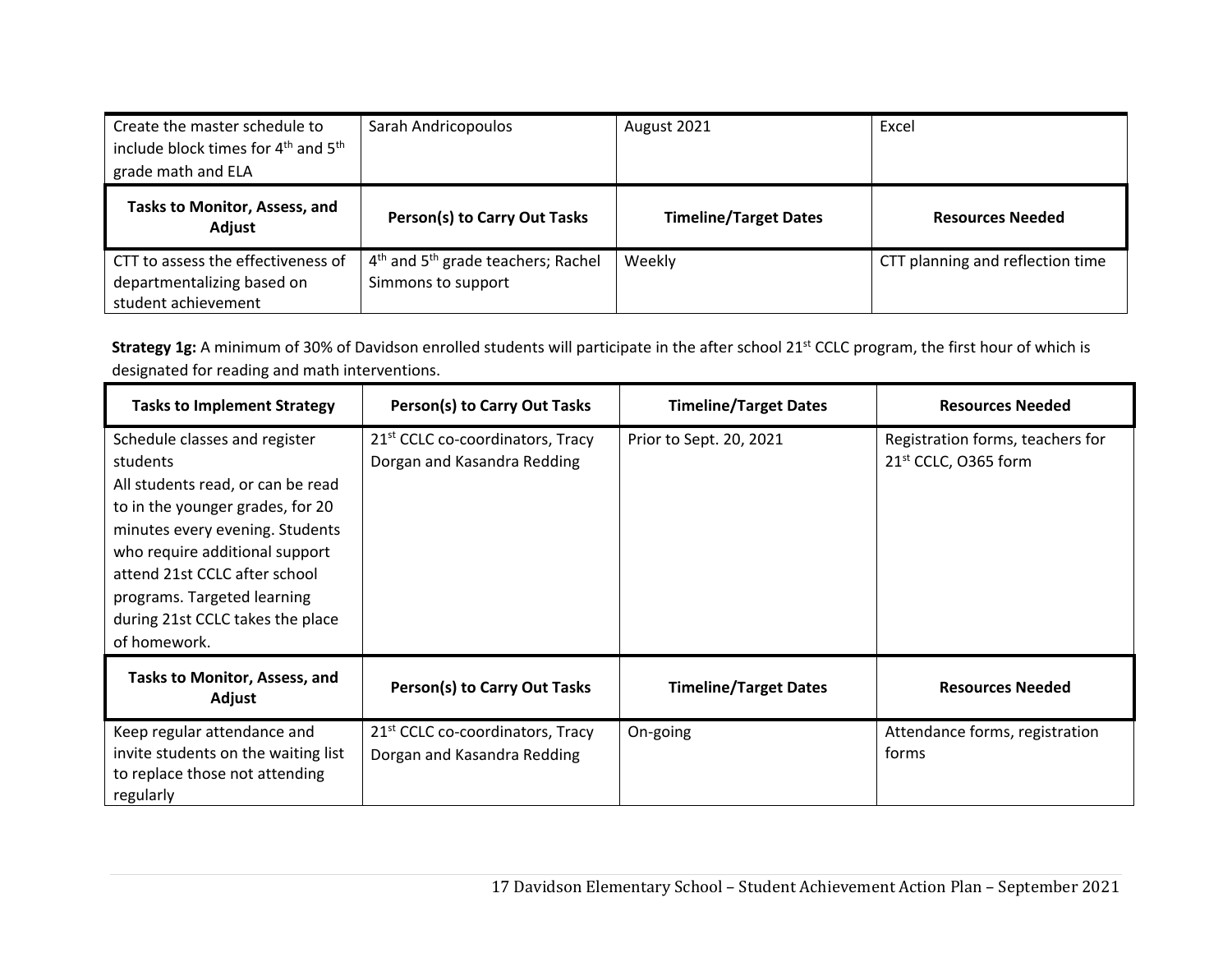| Create the master schedule to include block times for 4th and 5th grade math and ELA | Sarah Andricopoulos | August 2021 | Excel |
|---|---|---|---|
| **Tasks to Monitor, Assess, and Adjust** | **Person(s) to Carry Out Tasks** | **Timeline/Target Dates** | **Resources Needed** |
| CTT to assess the effectiveness of departmentalizing based on student achievement | 4th and 5th grade teachers; Rachel Simmons to support | Weekly | CTT planning and reflection time |

**Strategy 1g:** A minimum of 30% of Davidson enrolled students will participate in the after school 21st CCLC program, the first hour of which is designated for reading and math interventions.

| Tasks to Implement Strategy | Person(s) to Carry Out Tasks | Timeline/Target Dates | Resources Needed |
|---|---|---|---|
| Schedule classes and register students<br>All students read, or can be read to in the younger grades, for 20 minutes every evening. Students who require additional support attend 21st CCLC after school programs. Targeted learning during 21st CCLC takes the place of homework. | 21st CCLC co-coordinators, Tracy Dorgan and Kasandra Redding | Prior to Sept. 20, 2021 | Registration forms, teachers for 21st CCLC, O365 form |
| **Tasks to Monitor, Assess, and Adjust** | **Person(s) to Carry Out Tasks** | **Timeline/Target Dates** | **Resources Needed** |
| Keep regular attendance and invite students on the waiting list to replace those not attending regularly | 21st CCLC co-coordinators, Tracy Dorgan and Kasandra Redding | On-going | Attendance forms, registration forms |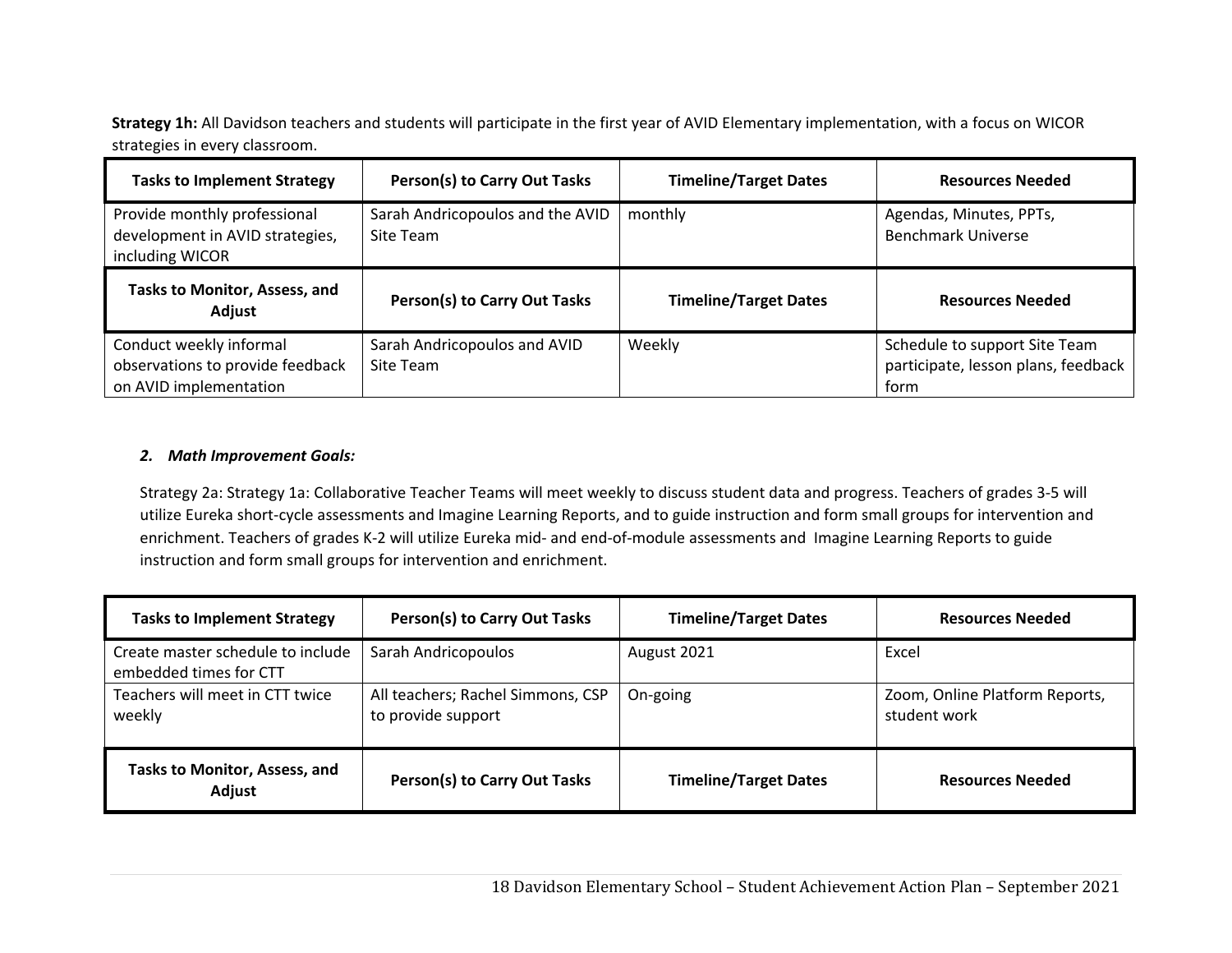**Strategy 1h:** All Davidson teachers and students will participate in the first year of AVID Elementary implementation, with a focus on WICOR strategies in every classroom.

| Tasks to Implement Strategy | Person(s) to Carry Out Tasks | Timeline/Target Dates | Resources Needed |
|---|---|---|---|
| Provide monthly professional development in AVID strategies, including WICOR | Sarah Andricopoulos and the AVID Site Team | monthly | Agendas, Minutes, PPTs, Benchmark Universe |
| **Tasks to Monitor, Assess, and Adjust** | **Person(s) to Carry Out Tasks** | **Timeline/Target Dates** | **Resources Needed** |
| Conduct weekly informal observations to provide feedback on AVID implementation | Sarah Andricopoulos and AVID Site Team | Weekly | Schedule to support Site Team participate, lesson plans, feedback form |

### *2. Math Improvement Goals:*

Strategy 2a: Strategy 1a: Collaborative Teacher Teams will meet weekly to discuss student data and progress. Teachers of grades 3-5 will utilize Eureka short-cycle assessments and Imagine Learning Reports, and to guide instruction and form small groups for intervention and enrichment. Teachers of grades K-2 will utilize Eureka mid- and end-of-module assessments and Imagine Learning Reports to guide instruction and form small groups for intervention and enrichment.

| Tasks to Implement Strategy | Person(s) to Carry Out Tasks | Timeline/Target Dates | Resources Needed |
|---|---|---|---|
| Create master schedule to include embedded times for CTT | Sarah Andricopoulos | August 2021 | Excel |
| Teachers will meet in CTT twice weekly | All teachers; Rachel Simmons, CSP to provide support | On-going | Zoom, Online Platform Reports, student work |
| **Tasks to Monitor, Assess, and Adjust** | **Person(s) to Carry Out Tasks** | **Timeline/Target Dates** | **Resources Needed** |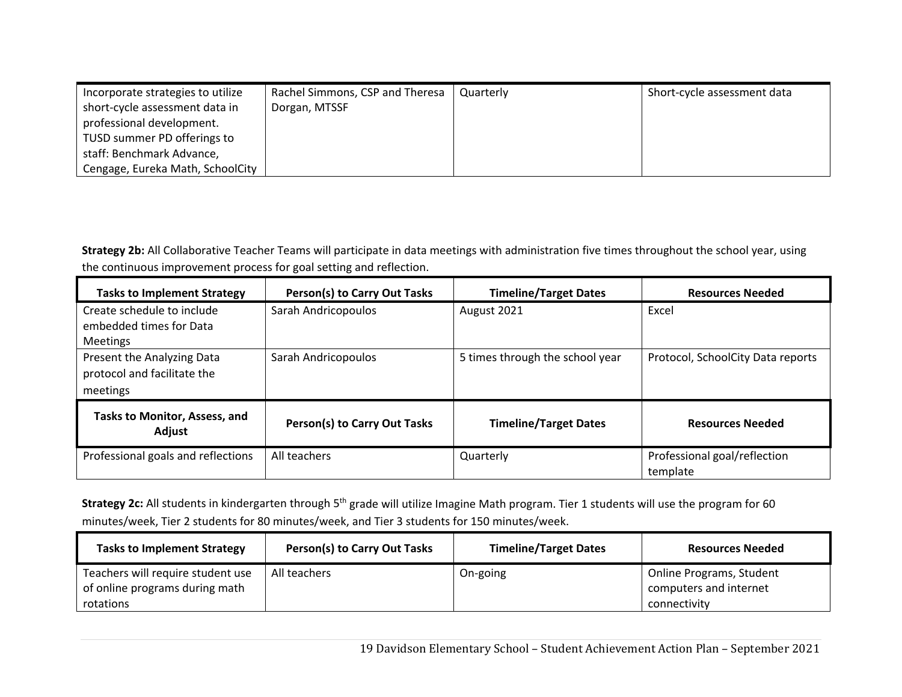| Incorporate strategies to utilize short-cycle assessment data in professional development. TUSD summer PD offerings to staff: Benchmark Advance, Cengage, Eureka Math, SchoolCity | Rachel Simmons, CSP and Theresa Dorgan, MTSSF | Quarterly | Short-cycle assessment data |
|---|---|---|---|

**Strategy 2b:** All Collaborative Teacher Teams will participate in data meetings with administration five times throughout the school year, using the continuous improvement process for goal setting and reflection.

| Tasks to Implement Strategy | Person(s) to Carry Out Tasks | Timeline/Target Dates | Resources Needed |
|---|---|---|---|
| Create schedule to include embedded times for Data Meetings | Sarah Andricopoulos | August 2021 | Excel |
| Present the Analyzing Data protocol and facilitate the meetings | Sarah Andricopoulos | 5 times through the school year | Protocol, SchoolCity Data reports |
| **Tasks to Monitor, Assess, and Adjust** | **Person(s) to Carry Out Tasks** | **Timeline/Target Dates** | **Resources Needed** |
| Professional goals and reflections | All teachers | Quarterly | Professional goal/reflection template |

**Strategy 2c:** All students in kindergarten through 5th grade will utilize Imagine Math program. Tier 1 students will use the program for 60 minutes/week, Tier 2 students for 80 minutes/week, and Tier 3 students for 150 minutes/week.

| Tasks to Implement Strategy | Person(s) to Carry Out Tasks | Timeline/Target Dates | Resources Needed |
|---|---|---|---|
| Teachers will require student use of online programs during math rotations | All teachers | On-going | Online Programs, Student computers and internet connectivity |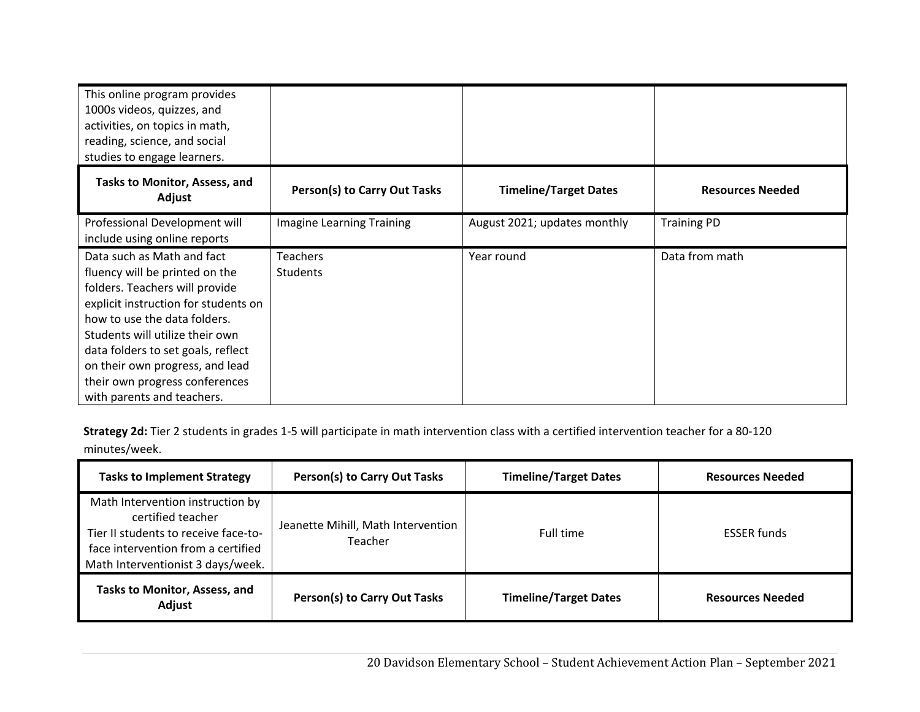| | | | |
|---|---|---|---|
| This online program provides 1000s videos, quizzes, and activities, on topics in math, reading, science, and social studies to engage learners. | | | |
| **Tasks to Monitor, Assess, and Adjust** | **Person(s) to Carry Out Tasks** | **Timeline/Target Dates** | **Resources Needed** |
| Professional Development will include using online reports | Imagine Learning Training | August 2021; updates monthly | Training PD |
| Data such as Math and fact fluency will be printed on the folders. Teachers will provide explicit instruction for students on how to use the data folders. Students will utilize their own data folders to set goals, reflect on their own progress, and lead their own progress conferences with parents and teachers. | Teachers<br>Students | Year round | Data from math |

**Strategy 2d:** Tier 2 students in grades 1-5 will participate in math intervention class with a certified intervention teacher for a 80-120 minutes/week.

| Tasks to Implement Strategy | Person(s) to Carry Out Tasks | Timeline/Target Dates | Resources Needed |
|---|---|---|---|
| Math Intervention instruction by certified teacher<br>Tier II students to receive face-to-face intervention from a certified Math Interventionist 3 days/week. | Jeanette Mihill, Math Intervention Teacher | Full time | ESSER funds |
| **Tasks to Monitor, Assess, and Adjust** | **Person(s) to Carry Out Tasks** | **Timeline/Target Dates** | **Resources Needed** |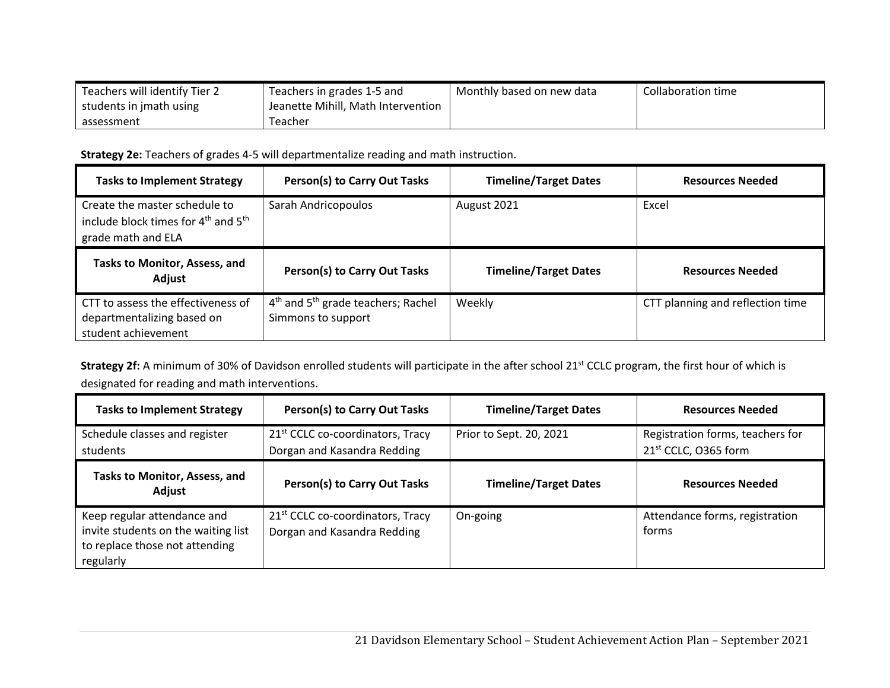| Teachers will identify Tier 2 students in jmath using assessment | Teachers in grades 1-5 and Jeanette Mihill, Math Intervention Teacher | Monthly based on new data | Collaboration time |
|---|---|---|---|

**Strategy 2e:** Teachers of grades 4-5 will departmentalize reading and math instruction.

| Tasks to Implement Strategy | Person(s) to Carry Out Tasks | Timeline/Target Dates | Resources Needed |
|---|---|---|---|
| Create the master schedule to include block times for 4th and 5th grade math and ELA | Sarah Andricopoulos | August 2021 | Excel |
| **Tasks to Monitor, Assess, and Adjust** | **Person(s) to Carry Out Tasks** | **Timeline/Target Dates** | **Resources Needed** |
| CTT to assess the effectiveness of departmentalizing based on student achievement | 4th and 5th grade teachers; Rachel Simmons to support | Weekly | CTT planning and reflection time |

**Strategy 2f:** A minimum of 30% of Davidson enrolled students will participate in the after school 21st CCLC program, the first hour of which is designated for reading and math interventions.

| Tasks to Implement Strategy | Person(s) to Carry Out Tasks | Timeline/Target Dates | Resources Needed |
|---|---|---|---|
| Schedule classes and register students | 21st CCLC co-coordinators, Tracy Dorgan and Kasandra Redding | Prior to Sept. 20, 2021 | Registration forms, teachers for 21st CCLC, O365 form |
| **Tasks to Monitor, Assess, and Adjust** | **Person(s) to Carry Out Tasks** | **Timeline/Target Dates** | **Resources Needed** |
| Keep regular attendance and invite students on the waiting list to replace those not attending regularly | 21st CCLC co-coordinators, Tracy Dorgan and Kasandra Redding | On-going | Attendance forms, registration forms |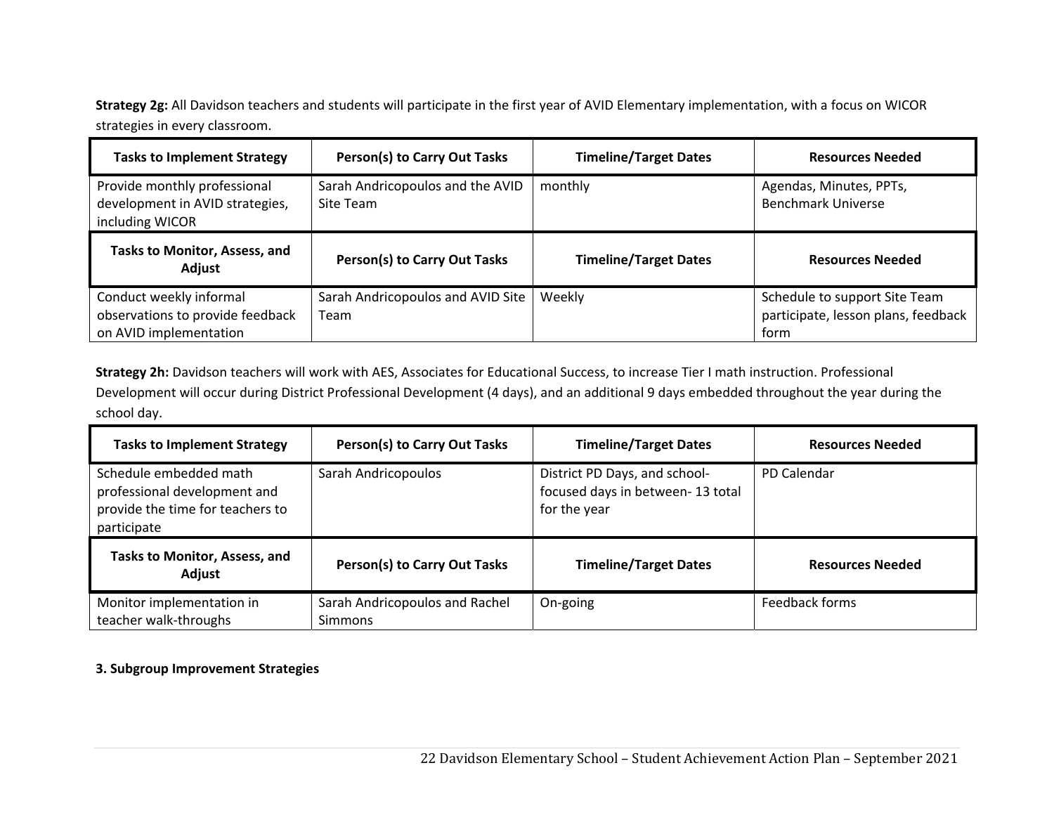**Strategy 2g:** All Davidson teachers and students will participate in the first year of AVID Elementary implementation, with a focus on WICOR strategies in every classroom.

| Tasks to Implement Strategy | Person(s) to Carry Out Tasks | Timeline/Target Dates | Resources Needed |
|---|---|---|---|
| Provide monthly professional development in AVID strategies, including WICOR | Sarah Andricopoulos and the AVID Site Team | monthly | Agendas, Minutes, PPTs, Benchmark Universe |
| **Tasks to Monitor, Assess, and Adjust** | **Person(s) to Carry Out Tasks** | **Timeline/Target Dates** | **Resources Needed** |
| Conduct weekly informal observations to provide feedback on AVID implementation | Sarah Andricopoulos and AVID Site Team | Weekly | Schedule to support Site Team participate, lesson plans, feedback form |

**Strategy 2h:** Davidson teachers will work with AES, Associates for Educational Success, to increase Tier I math instruction. Professional Development will occur during District Professional Development (4 days), and an additional 9 days embedded throughout the year during the school day.

| Tasks to Implement Strategy | Person(s) to Carry Out Tasks | Timeline/Target Dates | Resources Needed |
|---|---|---|---|
| Schedule embedded math professional development and provide the time for teachers to participate | Sarah Andricopoulos | District PD Days, and school-focused days in between- 13 total for the year | PD Calendar |
| **Tasks to Monitor, Assess, and Adjust** | **Person(s) to Carry Out Tasks** | **Timeline/Target Dates** | **Resources Needed** |
| Monitor implementation in teacher walk-throughs | Sarah Andricopoulos and Rachel Simmons | On-going | Feedback forms |

**3. Subgroup Improvement Strategies**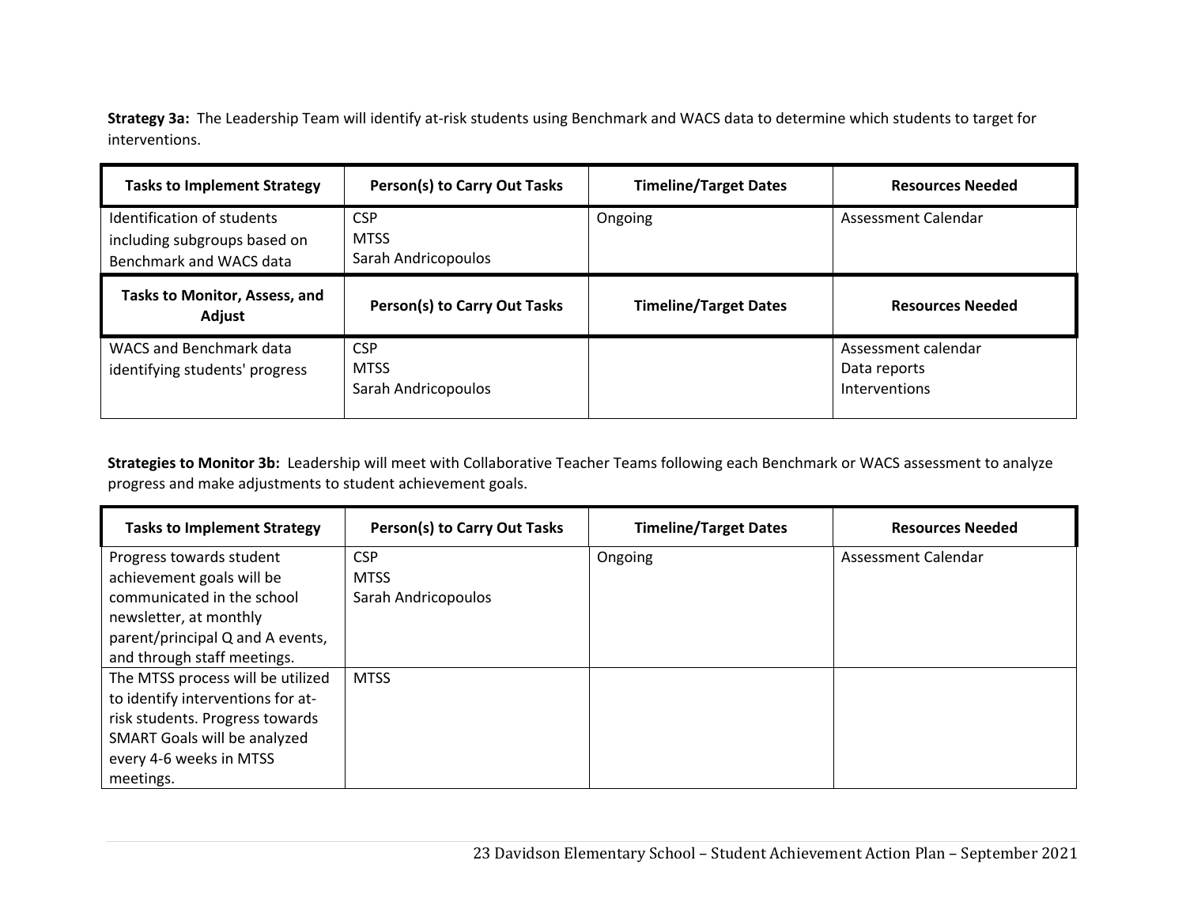**Strategy 3a:** The Leadership Team will identify at-risk students using Benchmark and WACS data to determine which students to target for interventions.

| Tasks to Implement Strategy | Person(s) to Carry Out Tasks | Timeline/Target Dates | Resources Needed |
|---|---|---|---|
| Identification of students including subgroups based on Benchmark and WACS data | CSP<br>MTSS<br>Sarah Andricopoulos | Ongoing | Assessment Calendar |
| **Tasks to Monitor, Assess, and Adjust** | **Person(s) to Carry Out Tasks** | **Timeline/Target Dates** | **Resources Needed** |
| WACS and Benchmark data identifying students' progress | CSP<br>MTSS<br>Sarah Andricopoulos | | Assessment calendar<br>Data reports<br>Interventions |

**Strategies to Monitor 3b:** Leadership will meet with Collaborative Teacher Teams following each Benchmark or WACS assessment to analyze progress and make adjustments to student achievement goals.

| Tasks to Implement Strategy | Person(s) to Carry Out Tasks | Timeline/Target Dates | Resources Needed |
|---|---|---|---|
| Progress towards student achievement goals will be communicated in the school newsletter, at monthly parent/principal Q and A events, and through staff meetings. | CSP<br>MTSS<br>Sarah Andricopoulos | Ongoing | Assessment Calendar |
| The MTSS process will be utilized to identify interventions for at-risk students. Progress towards SMART Goals will be analyzed every 4-6 weeks in MTSS meetings. | MTSS | | |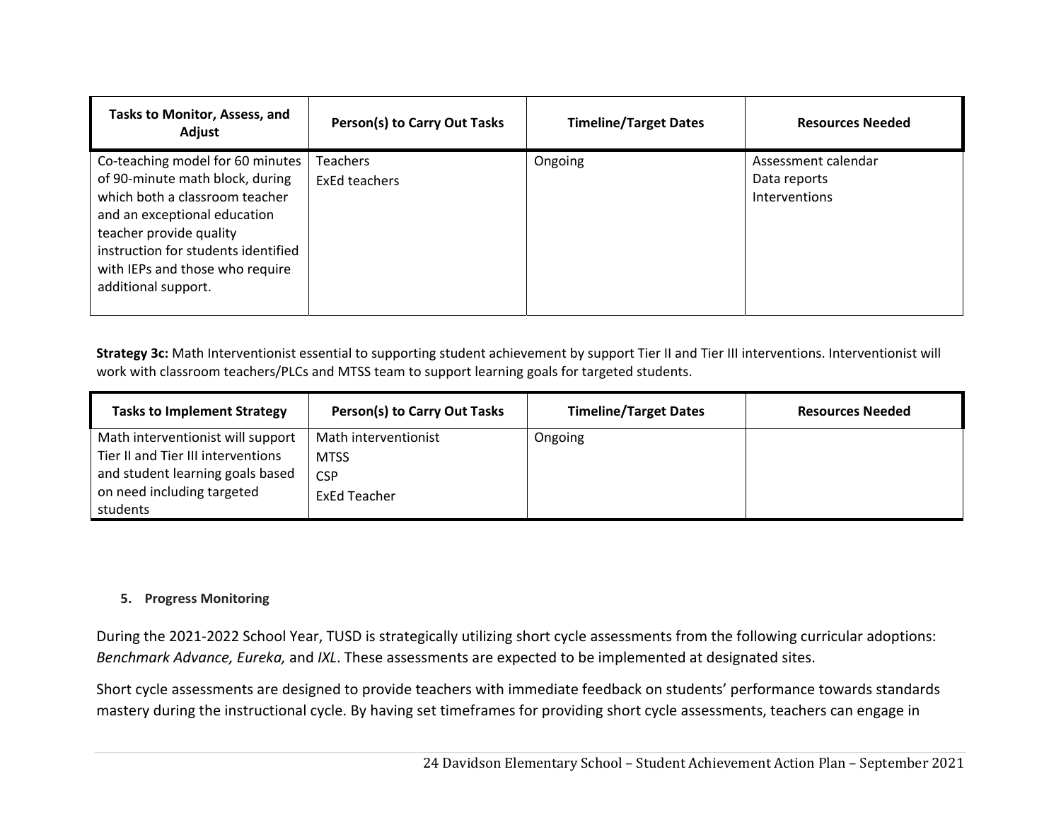| Tasks to Monitor, Assess, and Adjust | Person(s) to Carry Out Tasks | Timeline/Target Dates | Resources Needed |
|---|---|---|---|
| Co-teaching model for 60 minutes of 90-minute math block, during which both a classroom teacher and an exceptional education teacher provide quality instruction for students identified with IEPs and those who require additional support. | Teachers<br>ExEd teachers | Ongoing | Assessment calendar<br>Data reports<br>Interventions |

**Strategy 3c:** Math Interventionist essential to supporting student achievement by support Tier II and Tier III interventions. Interventionist will work with classroom teachers/PLCs and MTSS team to support learning goals for targeted students.

| Tasks to Implement Strategy | Person(s) to Carry Out Tasks | Timeline/Target Dates | Resources Needed |
|---|---|---|---|
| Math interventionist will support Tier II and Tier III interventions and student learning goals based on need including targeted students | Math interventionist<br>MTSS<br>CSP<br>ExEd Teacher | Ongoing | |

5. **Progress Monitoring**

During the 2021-2022 School Year, TUSD is strategically utilizing short cycle assessments from the following curricular adoptions: *Benchmark Advance, Eureka,* and *IXL*. These assessments are expected to be implemented at designated sites.

Short cycle assessments are designed to provide teachers with immediate feedback on students' performance towards standards mastery during the instructional cycle. By having set timeframes for providing short cycle assessments, teachers can engage in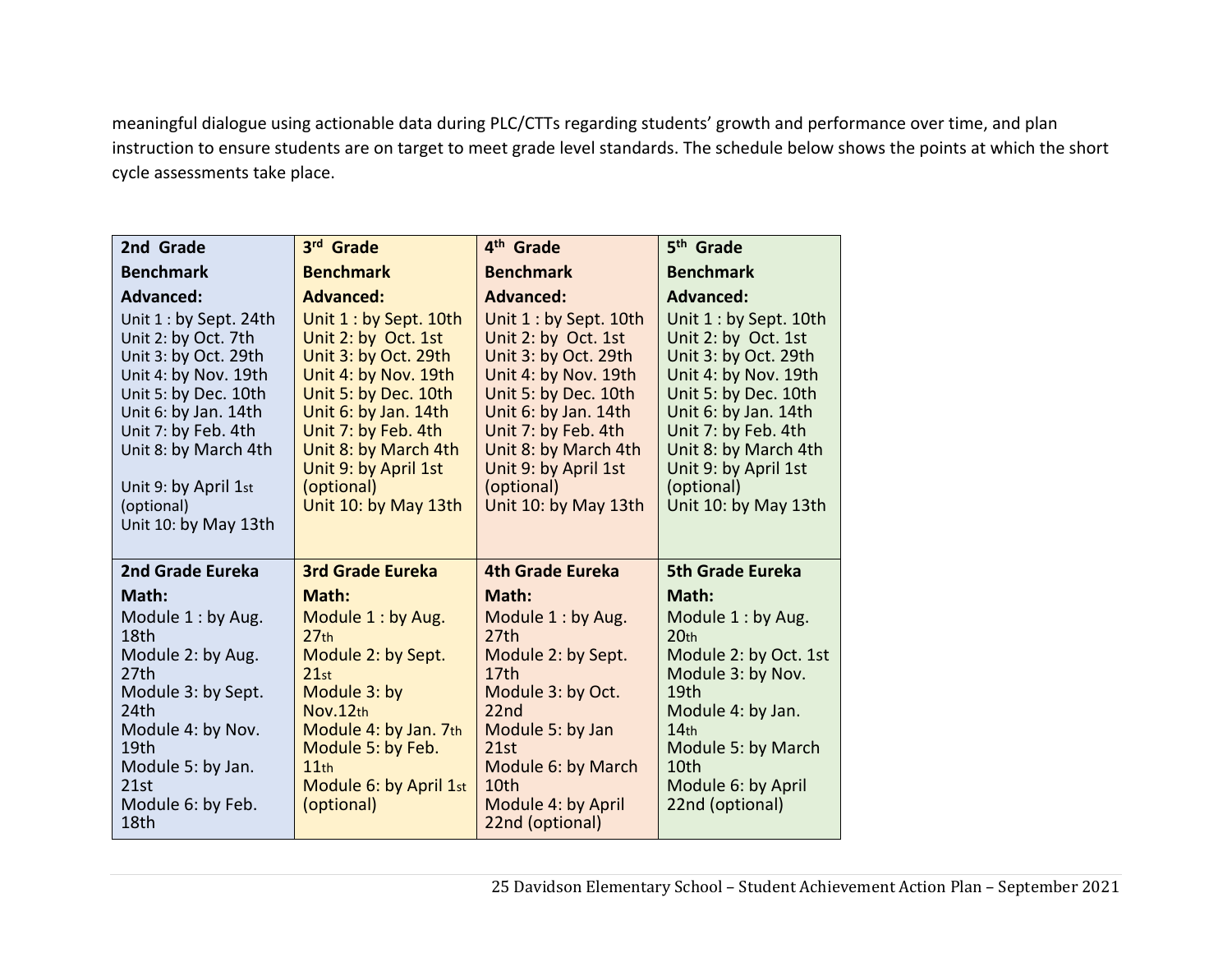meaningful dialogue using actionable data during PLC/CTTs regarding students' growth and performance over time, and plan instruction to ensure students are on target to meet grade level standards. The schedule below shows the points at which the short cycle assessments take place.

| 2nd Grade | 3rd Grade | 4th Grade | 5th Grade |
|---|---|---|---|
| **Benchmark Advanced:**<br>Unit 1 : by Sept. 24th<br>Unit 2: by Oct. 7th<br>Unit 3: by Oct. 29th<br>Unit 4: by Nov. 19th<br>Unit 5: by Dec. 10th<br>Unit 6: by Jan. 14th<br>Unit 7: by Feb. 4th<br>Unit 8: by March 4th<br>Unit 9: by April 1st (optional)<br>Unit 10: by May 13th | **Benchmark Advanced:**<br>Unit 1 : by Sept. 10th<br>Unit 2: by Oct. 1st<br>Unit 3: by Oct. 29th<br>Unit 4: by Nov. 19th<br>Unit 5: by Dec. 10th<br>Unit 6: by Jan. 14th<br>Unit 7: by Feb. 4th<br>Unit 8: by March 4th<br>Unit 9: by April 1st (optional)<br>Unit 10: by May 13th | **Benchmark Advanced:**<br>Unit 1 : by Sept. 10th<br>Unit 2: by Oct. 1st<br>Unit 3: by Oct. 29th<br>Unit 4: by Nov. 19th<br>Unit 5: by Dec. 10th<br>Unit 6: by Jan. 14th<br>Unit 7: by Feb. 4th<br>Unit 8: by March 4th<br>Unit 9: by April 1st (optional)<br>Unit 10: by May 13th | **Benchmark Advanced:**<br>Unit 1 : by Sept. 10th<br>Unit 2: by Oct. 1st<br>Unit 3: by Oct. 29th<br>Unit 4: by Nov. 19th<br>Unit 5: by Dec. 10th<br>Unit 6: by Jan. 14th<br>Unit 7: by Feb. 4th<br>Unit 8: by March 4th<br>Unit 9: by April 1st (optional)<br>Unit 10: by May 13th |
| **2nd Grade Eureka Math:**<br>Module 1 : by Aug. 18th<br>Module 2: by Aug. 27th<br>Module 3: by Sept. 24th<br>Module 4: by Nov. 19th<br>Module 5: by Jan. 21st<br>Module 6: by Feb. 18th | **3rd Grade Eureka Math:**<br>Module 1 : by Aug. 27th<br>Module 2: by Sept. 21st<br>Module 3: by Nov.12th<br>Module 4: by Jan. 7th<br>Module 5: by Feb. 11th<br>Module 6: by April 1st (optional) | **4th Grade Eureka Math:**<br>Module 1 : by Aug. 27th<br>Module 2: by Sept. 17th<br>Module 3: by Oct. 22nd<br>Module 5: by Jan 21st<br>Module 6: by March 10th<br>Module 4: by April 22nd (optional) | **5th Grade Eureka Math:**<br>Module 1 : by Aug. 20th<br>Module 2: by Oct. 1st<br>Module 3: by Nov. 19th<br>Module 4: by Jan. 14th<br>Module 5: by March 10th<br>Module 6: by April 22nd (optional) |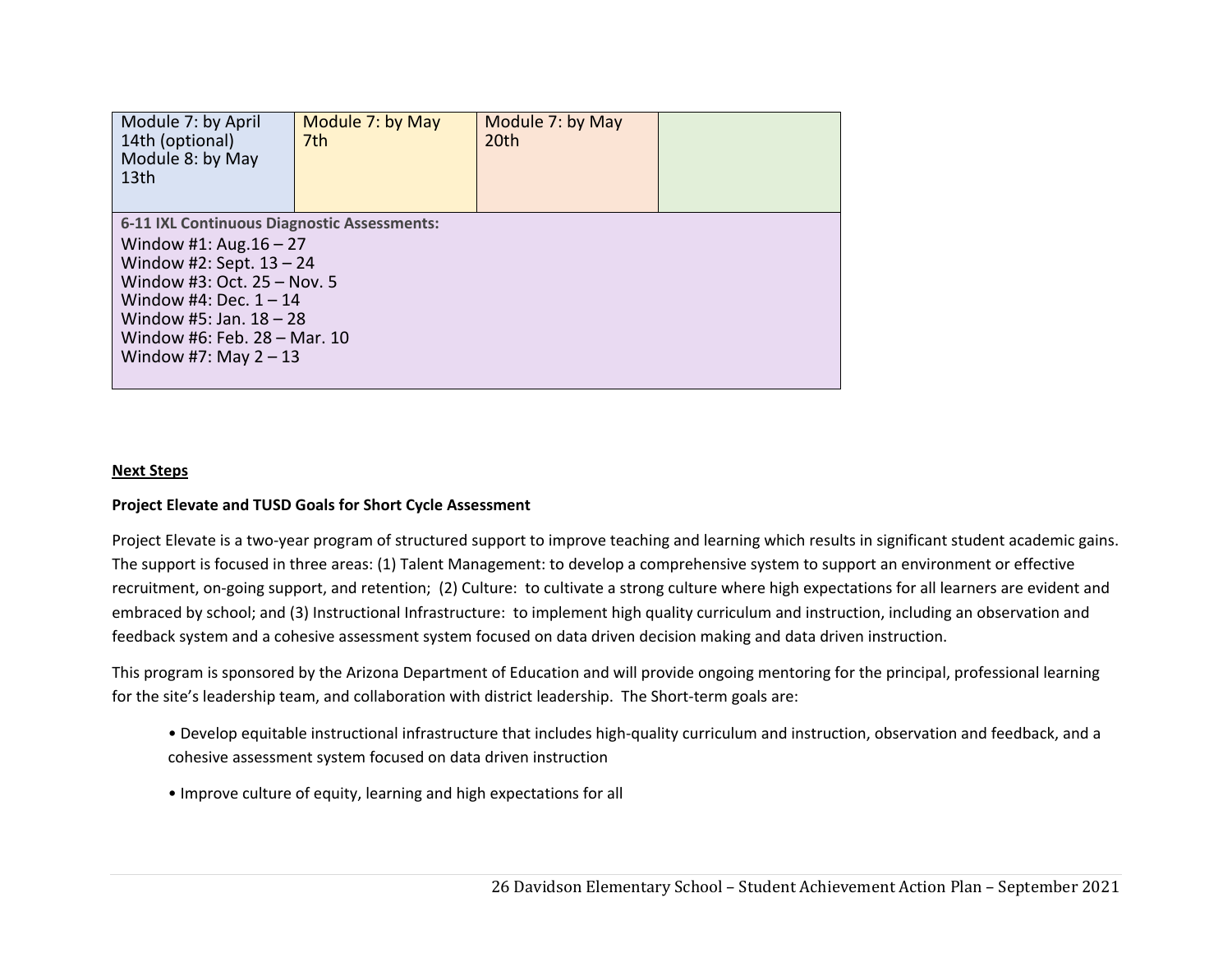| Module 7: by April 14th (optional)<br>Module 8: by May 13th | Module 7: by May 7th | Module 7: by May 20th | |
|---|---|---|---|
| **6-11 IXL Continuous Diagnostic Assessments:**<br>Window #1: Aug.16 – 27<br>Window #2: Sept. 13 – 24<br>Window #3: Oct. 25 – Nov. 5<br>Window #4: Dec. 1 – 14<br>Window #5: Jan. 18 – 28<br>Window #6: Feb. 28 – Mar. 10<br>Window #7: May 2 – 13 | | | |

**Next Steps**

**Project Elevate and TUSD Goals for Short Cycle Assessment**

Project Elevate is a two-year program of structured support to improve teaching and learning which results in significant student academic gains. The support is focused in three areas: (1) Talent Management: to develop a comprehensive system to support an environment or effective recruitment, on-going support, and retention; (2) Culture: to cultivate a strong culture where high expectations for all learners are evident and embraced by school; and (3) Instructional Infrastructure: to implement high quality curriculum and instruction, including an observation and feedback system and a cohesive assessment system focused on data driven decision making and data driven instruction.

This program is sponsored by the Arizona Department of Education and will provide ongoing mentoring for the principal, professional learning for the site's leadership team, and collaboration with district leadership. The Short-term goals are:

- Develop equitable instructional infrastructure that includes high-quality curriculum and instruction, observation and feedback, and a cohesive assessment system focused on data driven instruction
- Improve culture of equity, learning and high expectations for all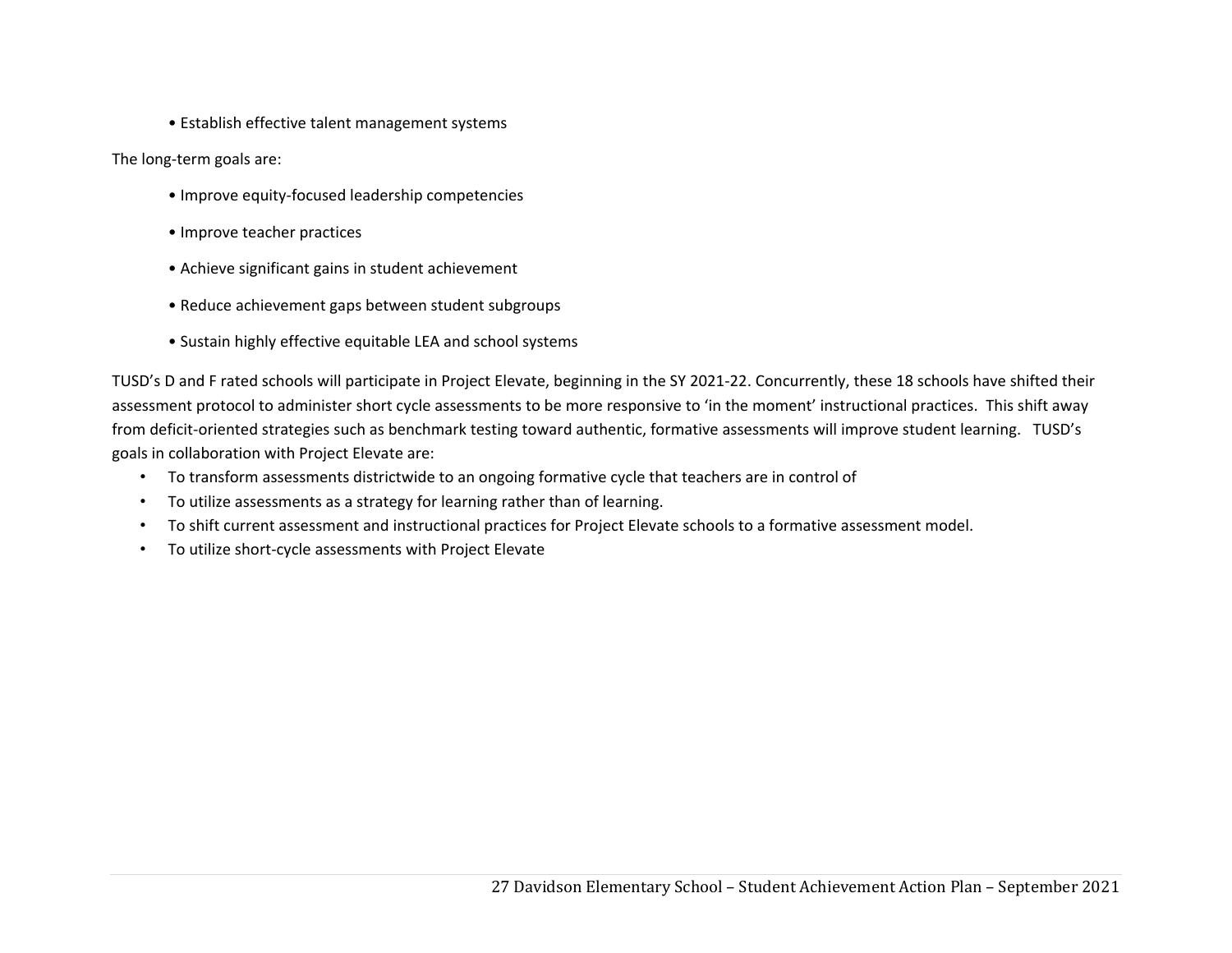- Establish effective talent management systems

The long-term goals are:

- Improve equity-focused leadership competencies
- Improve teacher practices
- Achieve significant gains in student achievement
- Reduce achievement gaps between student subgroups
- Sustain highly effective equitable LEA and school systems

TUSD's D and F rated schools will participate in Project Elevate, beginning in the SY 2021-22. Concurrently, these 18 schools have shifted their assessment protocol to administer short cycle assessments to be more responsive to 'in the moment' instructional practices. This shift away from deficit-oriented strategies such as benchmark testing toward authentic, formative assessments will improve student learning. TUSD's goals in collaboration with Project Elevate are:

- To transform assessments districtwide to an ongoing formative cycle that teachers are in control of
- To utilize assessments as a strategy for learning rather than of learning.
- To shift current assessment and instructional practices for Project Elevate schools to a formative assessment model.
- To utilize short-cycle assessments with Project Elevate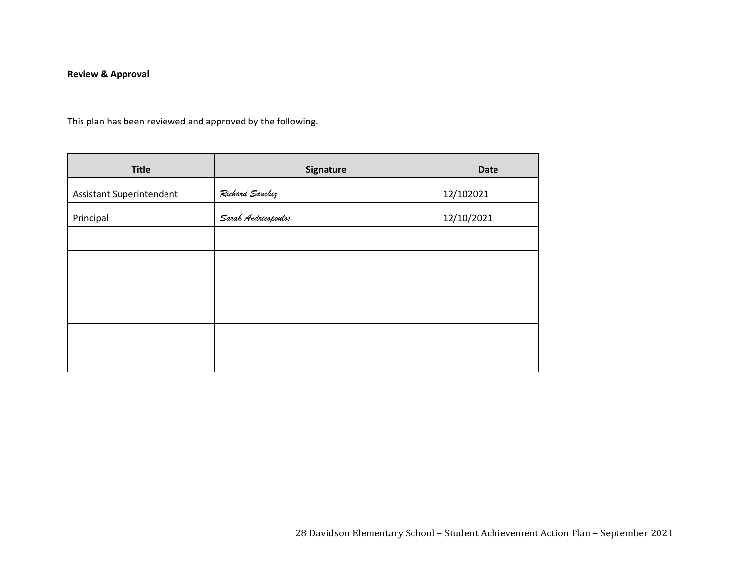**Review & Approval**

This plan has been reviewed and approved by the following.

| Title | Signature | Date |
|---|---|---|
| Assistant Superintendent | *Richard Sanchez* | 12/102021 |
| Principal | *Sarah Andricopoulos* | 12/10/2021 |
| | | |
| | | |
| | | |
| | | |
| | | |
| | | |